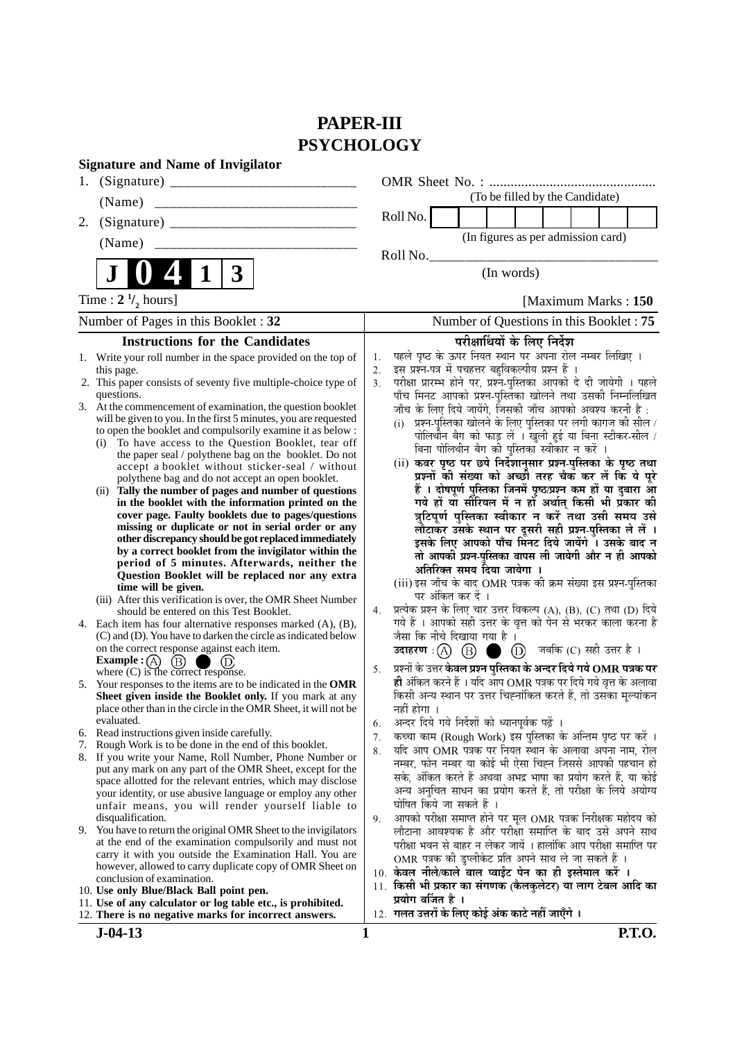# PAPER-III
# PSYCHOLOGY

**Signature and Name of Invigilator**

1. (Signature) __________________________

   (Name) __________________________

2. (Signature) __________________________

   (Name) __________________________

**J 0 4 1 3**

OMR Sheet No. : ...............................................
(To be filled by the Candidate)

Roll No. | | | | | | | | |
(In figures as per admission card)

Roll No.___________________________________
(In words)

Time : $2\ ^1/_2$ hours] [Maximum Marks : **150**

Number of Pages in this Booklet : **32** Number of Questions in this Booklet : **75**

## Instructions for the Candidates

1. Write your roll number in the space provided on the top of this page.
2. This paper consists of seventy five multiple-choice type of questions.
3. At the commencement of examination, the question booklet will be given to you. In the first 5 minutes, you are requested to open the booklet and compulsorily examine it as below :
   (i) To have access to the Question Booklet, tear off the paper seal / polythene bag on the booklet. Do not accept a booklet without sticker-seal / without polythene bag and do not accept an open booklet.
   (ii) **Tally the number of pages and number of questions in the booklet with the information printed on the cover page. Faulty booklets due to pages/questions missing or duplicate or not in serial order or any other discrepancy should be got replaced immediately by a correct booklet from the invigilator within the period of 5 minutes. Afterwards, neither the Question Booklet will be replaced nor any extra time will be given.**
   (iii) After this verification is over, the OMR Sheet Number should be entered on this Test Booklet.
4. Each item has four alternative responses marked (A), (B), (C) and (D). You have to darken the circle as indicated below on the correct response against each item.
   **Example :** (A) (B) ● (D)
   where (C) is the correct response.
5. Your responses to the items are to be indicated in the **OMR Sheet given inside the Booklet only.** If you mark at any place other than in the circle in the OMR Sheet, it will not be evaluated.
6. Read instructions given inside carefully.
7. Rough Work is to be done in the end of this booklet.
8. If you write your Name, Roll Number, Phone Number or put any mark on any part of the OMR Sheet, except for the space allotted for the relevant entries, which may disclose your identity, or use abusive language or employ any other unfair means, you will render yourself liable to disqualification.
9. You have to return the original OMR Sheet to the invigilators at the end of the examination compulsorily and must not carry it with you outside the Examination Hall. You are however, allowed to carry duplicate copy of OMR Sheet on conclusion of examination.
10. **Use only Blue/Black Ball point pen.**
11. **Use of any calculator or log table etc., is prohibited.**
12. **There is no negative marks for incorrect answers.**

## परीक्षार्थियों के लिए निर्देश

1. पहले पृष्ठ के ऊपर नियत स्थान पर अपना रोल नम्बर लिखिए ।
2. इस प्रश्न-पत्र में पचहत्तर बहुविकल्पीय प्रश्न हैं ।
3. परीक्षा प्रारम्भ होने पर, प्रश्न-पुस्तिका आपको दे दी जायेगी । पहले पाँच मिनट आपको प्रश्न-पुस्तिका खोलने तथा उसकी निम्नलिखित जाँच के लिए दिये जायेंगे, जिसकी जाँच आपको अवश्य करनी है :
   (i) प्रश्न-पुस्तिका खोलने के लिए पुस्तिका पर लगी कागज की सील / पोलिथीन बैग को फाड़ लें । खुली हुई या बिना स्टीकर-सील / बिना पोलिथीन बैग की पुस्तिका स्वीकार न करें ।
   (ii) **कवर पृष्ठ पर छपे निर्देशानुसार प्रश्न-पुस्तिका के पृष्ठ तथा प्रश्नों की संख्या को अच्छी तरह चैक कर लें कि ये पूरे हैं । दोषपूर्ण पुस्तिका जिनमें पृष्ठ/प्रश्न कम हों या दुबारा आ गये हों या सीरियल में न हों अर्थात् किसी भी प्रकार की त्रुटिपूर्ण पुस्तिका स्वीकार न करें तथा उसी समय उसे लौटाकर उसके स्थान पर दूसरी सही प्रश्न-पुस्तिका ले लें । इसके लिए आपको पाँच मिनट दिये जायेंगे । उसके बाद न तो आपकी प्रश्न-पुस्तिका वापस ली जायेगी और न ही आपको अतिरिक्त समय दिया जायेगा ।**
   (iii) इस जाँच के बाद OMR पत्रक की क्रम संख्या इस प्रश्न-पुस्तिका पर अंकित कर दें ।
4. प्रत्येक प्रश्न के लिए चार उत्तर विकल्प (A), (B), (C) तथा (D) दिये गये हैं । आपको सही उत्तर के वृत्त को पेन से भरकर काला करना है जैसा कि नीचे दिखाया गया है ।
   **उदाहरण** : (A) (B) ● (D) जबकि (C) सही उत्तर है ।
5. प्रश्नों के उत्तर **केवल प्रश्न पुस्तिका के अन्दर दिये गये OMR पत्रक पर ही** अंकित करने हैं । यदि आप OMR पत्रक पर दिये गये वृत्त के अलावा किसी अन्य स्थान पर उत्तर चिह्नांकित करते हैं, तो उसका मूल्यांकन नहीं होगा ।
6. अन्दर दिये गये निर्देशों को ध्यानपूर्वक पढ़ें ।
7. कच्चा काम (Rough Work) इस पुस्तिका के अन्तिम पृष्ठ पर करें ।
8. यदि आप OMR पत्रक पर नियत स्थान के अलावा अपना नाम, रोल नम्बर, फोन नम्बर या कोई भी ऐसा चिह्न जिससे आपकी पहचान हो सके, अंकित करते हैं अथवा अभद्र भाषा का प्रयोग करते हैं, या कोई अन्य अनुचित साधन का प्रयोग करते हैं, तो परीक्षा के लिये अयोग्य घोषित किये जा सकते हैं ।
9. आपको परीक्षा समाप्त होने पर मूल OMR पत्रक निरीक्षक महोदय को लौटाना आवश्यक है और परीक्षा समाप्ति के बाद उसे अपने साथ परीक्षा भवन से बाहर न लेकर जायें । हालांकि आप परीक्षा समाप्ति पर OMR पत्रक की डुप्लीकेट प्रति अपने साथ ले जा सकते हैं ।
10. **केवल नीले/काले बाल प्वाईंट पेन का ही इस्तेमाल करें ।**
11. **किसी भी प्रकार का संगणक (कैलकुलेटर) या लाग टेबल आदि का प्रयोग वर्जित है ।**
12. **गलत उत्तरों के लिए कोई अंक काटे नहीं जाएँगे ।**

**J-04-13** **P.T.O.**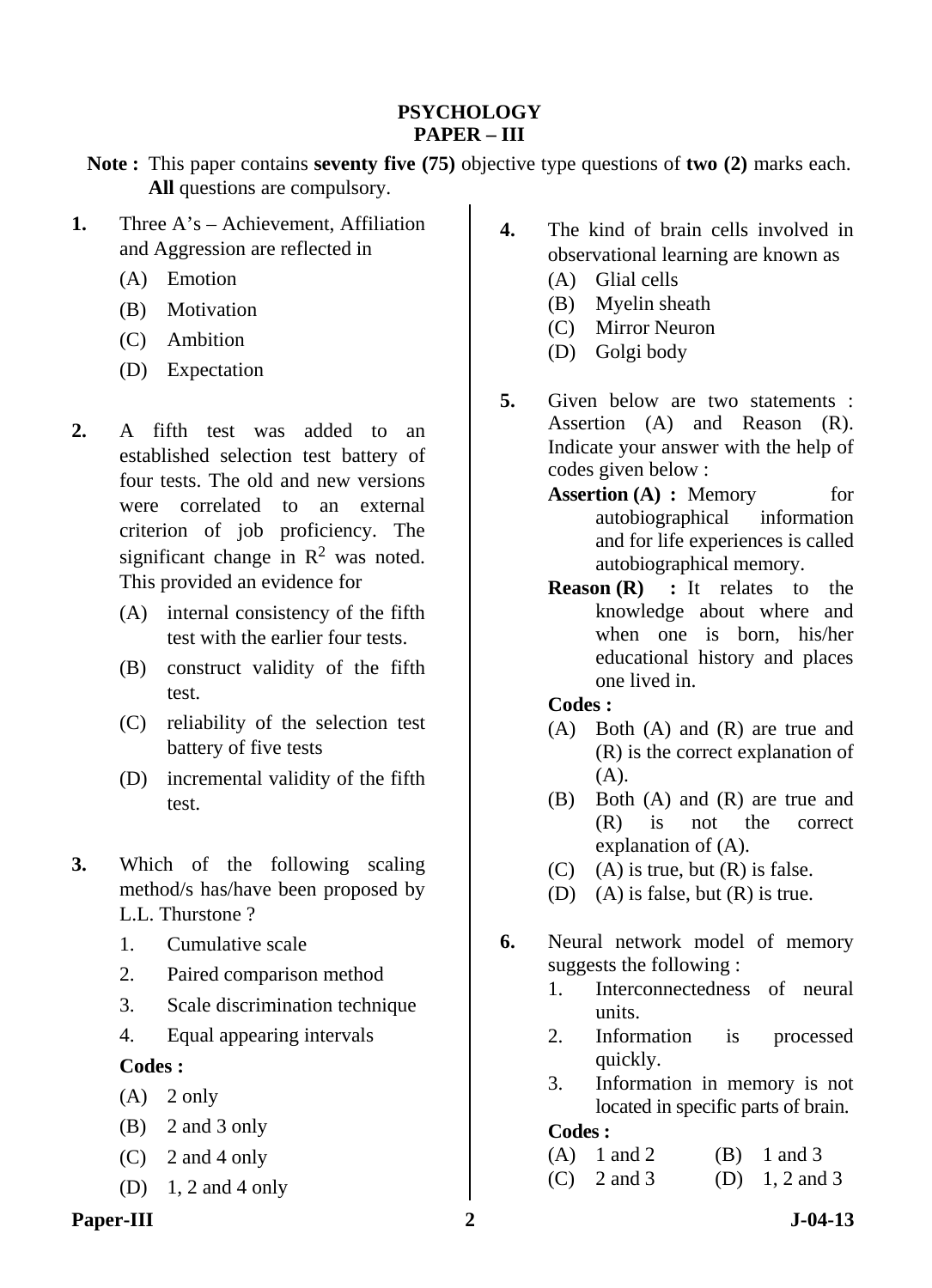# PSYCHOLOGY
## PAPER – III

**Note :** This paper contains **seventy five (75)** objective type questions of **two (2)** marks each. **All** questions are compulsory.

**1.** Three A's – Achievement, Affiliation and Aggression are reflected in

(A) Emotion

(B) Motivation

(C) Ambition

(D) Expectation

**2.** A fifth test was added to an established selection test battery of four tests. The old and new versions were correlated to an external criterion of job proficiency. The significant change in $R^2$ was noted. This provided an evidence for

(A) internal consistency of the fifth test with the earlier four tests.

(B) construct validity of the fifth test.

(C) reliability of the selection test battery of five tests

(D) incremental validity of the fifth test.

**3.** Which of the following scaling method/s has/have been proposed by L.L. Thurstone ?

1. Cumulative scale
2. Paired comparison method
3. Scale discrimination technique
4. Equal appearing intervals

**Codes :**

(A) 2 only

(B) 2 and 3 only

(C) 2 and 4 only

(D) 1, 2 and 4 only

**4.** The kind of brain cells involved in observational learning are known as

(A) Glial cells

(B) Myelin sheath

(C) Mirror Neuron

(D) Golgi body

**5.** Given below are two statements : Assertion (A) and Reason (R). Indicate your answer with the help of codes given below :

**Assertion (A) :** Memory for autobiographical information and for life experiences is called autobiographical memory.

**Reason (R) :** It relates to the knowledge about where and when one is born, his/her educational history and places one lived in.

**Codes :**

(A) Both (A) and (R) are true and (R) is the correct explanation of (A).

(B) Both (A) and (R) are true and (R) is not the correct explanation of (A).

(C) (A) is true, but (R) is false.

(D) (A) is false, but (R) is true.

**6.** Neural network model of memory suggests the following :

1. Interconnectedness of neural units.
2. Information is processed quickly.
3. Information in memory is not located in specific parts of brain.

**Codes :**

(A) 1 and 2 (B) 1 and 3

(C) 2 and 3 (D) 1, 2 and 3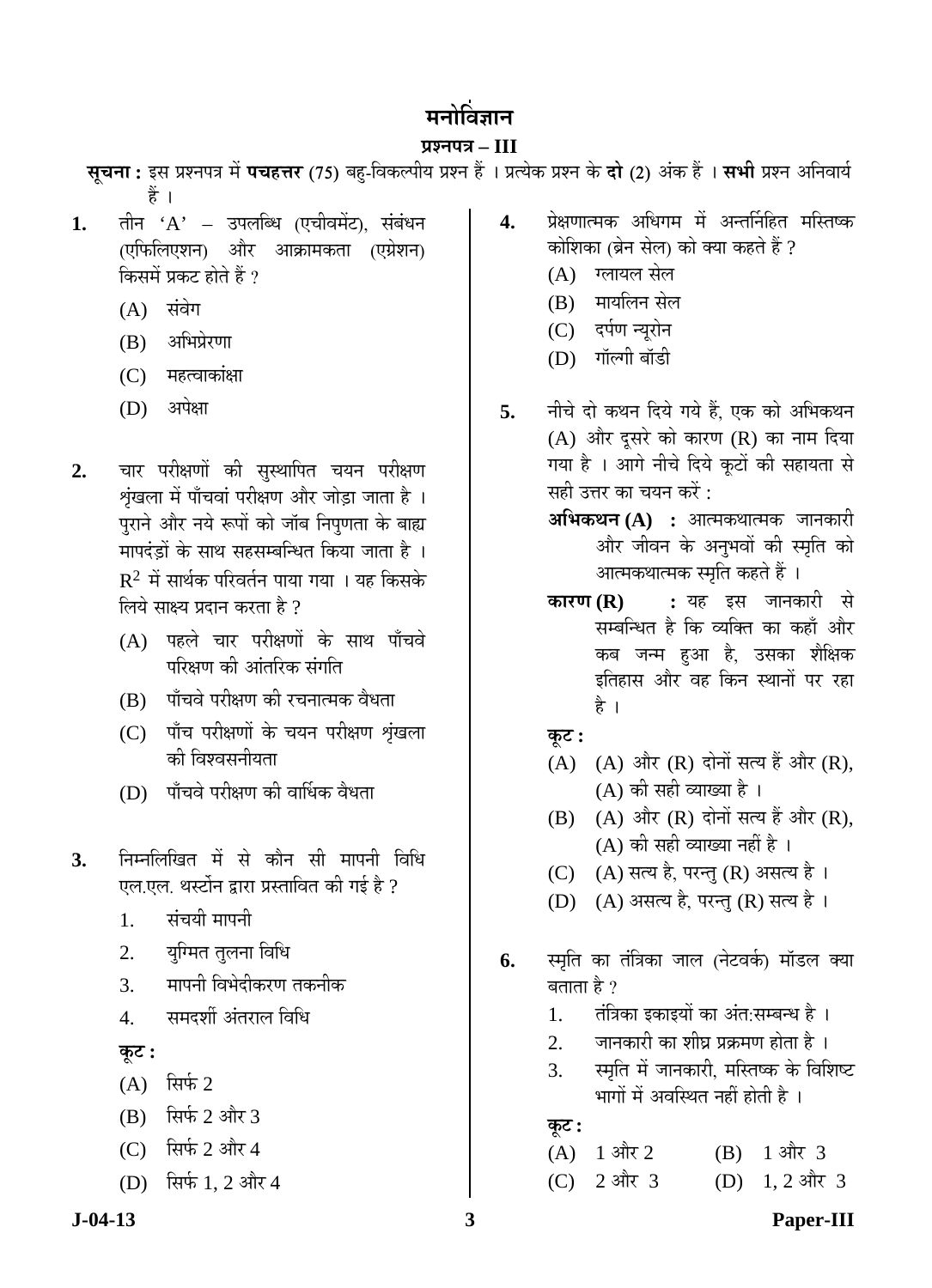# मनोविज्ञान

## प्रश्नपत्र – III

**सूचना :** इस प्रश्नपत्र में **पचहत्तर** (75) बहु-विकल्पीय प्रश्न हैं । प्रत्येक प्रश्न के **दो** (2) अंक हैं । **सभी** प्रश्न अनिवार्य हैं ।

**1.** तीन ‘A’ – उपलब्धि (एचीवमेंट), संबंधन (एफिलिएशन) और आक्रामकता (एग्रेशन) किसमें प्रकट होते हैं ?

(A) संवेग

(B) अभिप्रेरणा

(C) महत्वाकांक्षा

(D) अपेक्षा

**2.** चार परीक्षणों की सुस्थापित चयन परीक्षण श्रृंखला में पाँचवां परीक्षण और जोड़ा जाता है । पुराने और नये रूपों को जॉब निपुणता के बाह्य मापदंड़ों के साथ सहसम्बन्धित किया जाता है । $R^2$ में सार्थक परिवर्तन पाया गया । यह किसके लिये साक्ष्य प्रदान करता है ?

(A) पहले चार परीक्षणों के साथ पाँचवे परिक्षण की आंतरिक संगति

(B) पाँचवे परीक्षण की रचनात्मक वैधता

(C) पाँच परीक्षणों के चयन परीक्षण श्रृंखला की विश्वसनीयता

(D) पाँचवे परीक्षण की वार्धिक वैधता

**3.** निम्नलिखित में से कौन सी मापनी विधि एल.एल. थर्स्टोन द्वारा प्रस्तावित की गई है ?

1. संचयी मापनी
2. युग्मित तुलना विधि
3. मापनी विभेदीकरण तकनीक
4. समदर्शी अंतराल विधि

**कूट :**

(A) सिर्फ 2

(B) सिर्फ 2 और 3

(C) सिर्फ 2 और 4

(D) सिर्फ 1, 2 और 4

**4.** प्रेक्षणात्मक अधिगम में अन्तर्निहित मस्तिष्क कोशिका (ब्रेन सेल) को क्या कहते हैं ?

(A) ग्लायल सेल

(B) मायलिन सेल

(C) दर्पण न्यूरोन

(D) गॉल्गी बॉडी

**5.** नीचे दो कथन दिये गये हैं, एक को अभिकथन (A) और दूसरे को कारण (R) का नाम दिया गया है । आगे नीचे दिये कूटों की सहायता से सही उत्तर का चयन करें :

**अभिकथन (A) :** आत्मकथात्मक जानकारी और जीवन के अनुभवों की स्मृति को आत्मकथात्मक स्मृति कहते हैं ।

**कारण (R) :** यह इस जानकारी से सम्बन्धित है कि व्यक्ति का कहाँ और कब जन्म हुआ है, उसका शैक्षिक इतिहास और वह किन स्थानों पर रहा है ।

**कूट :**

(A) (A) और (R) दोनों सत्य हैं और (R), (A) की सही व्याख्या है ।

(B) (A) और (R) दोनों सत्य हैं और (R), (A) की सही व्याख्या नहीं है ।

(C) (A) सत्य है, परन्तु (R) असत्य है ।

(D) (A) असत्य है, परन्तु (R) सत्य है ।

**6.** स्मृति का तंत्रिका जाल (नेटवर्क) मॉडल क्या बताता है ?

1. तंत्रिका इकाइयों का अंत:सम्बन्ध है ।
2. जानकारी का शीघ्र प्रक्रमण होता है ।
3. स्मृति में जानकारी, मस्तिष्क के विशिष्ट भागों में अवस्थित नहीं होती है ।

**कूट :**

(A) 1 और 2 (B) 1 और 3

(C) 2 और 3 (D) 1, 2 और 3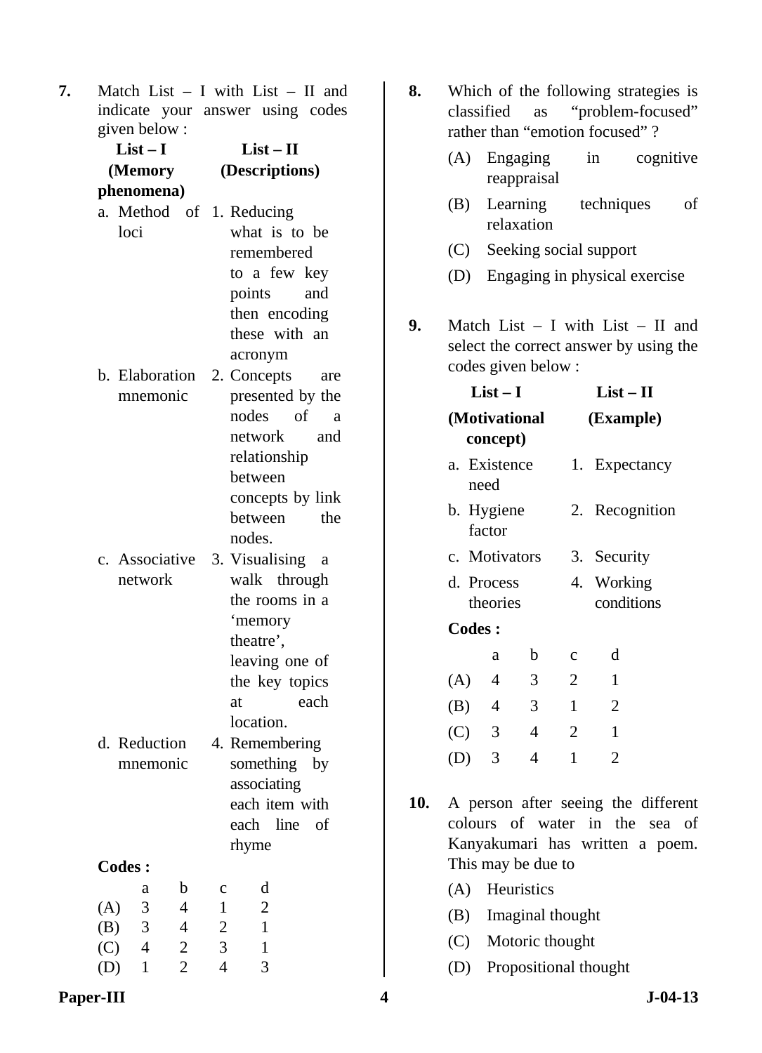**7.** Match List – I with List – II and indicate your answer using codes given below :

| List – I (Memory phenomena) | List – II (Descriptions) |
|---|---|
| a. Method of loci | 1. Reducing what is to be remembered to a few key points and then encoding these with an acronym |
| b. Elaboration mnemonic | 2. Concepts are presented by the nodes of a network and relationship between concepts by link between the nodes. |
| c. Associative network | 3. Visualising a walk through the rooms in a 'memory theatre', leaving one of the key topics at each location. |
| d. Reduction mnemonic | 4. Remembering something by associating each item with each line of rhyme |

**Codes :**

| | a | b | c | d |
|---|---|---|---|---|
| (A) | 3 | 4 | 1 | 2 |
| (B) | 3 | 4 | 2 | 1 |
| (C) | 4 | 2 | 3 | 1 |
| (D) | 1 | 2 | 4 | 3 |

**8.** Which of the following strategies is classified as "problem-focused" rather than "emotion focused" ?

(A) Engaging in cognitive reappraisal

(B) Learning techniques of relaxation

(C) Seeking social support

(D) Engaging in physical exercise

**9.** Match List – I with List – II and select the correct answer by using the codes given below :

| List – I (Motivational concept) | List – II (Example) |
|---|---|
| a. Existence need | 1. Expectancy |
| b. Hygiene factor | 2. Recognition |
| c. Motivators | 3. Security |
| d. Process theories | 4. Working conditions |

**Codes :**

| | a | b | c | d |
|---|---|---|---|---|
| (A) | 4 | 3 | 2 | 1 |
| (B) | 4 | 3 | 1 | 2 |
| (C) | 3 | 4 | 2 | 1 |
| (D) | 3 | 4 | 1 | 2 |

**10.** A person after seeing the different colours of water in the sea of Kanyakumari has written a poem. This may be due to

(A) Heuristics

(B) Imaginal thought

(C) Motoric thought

(D) Propositional thought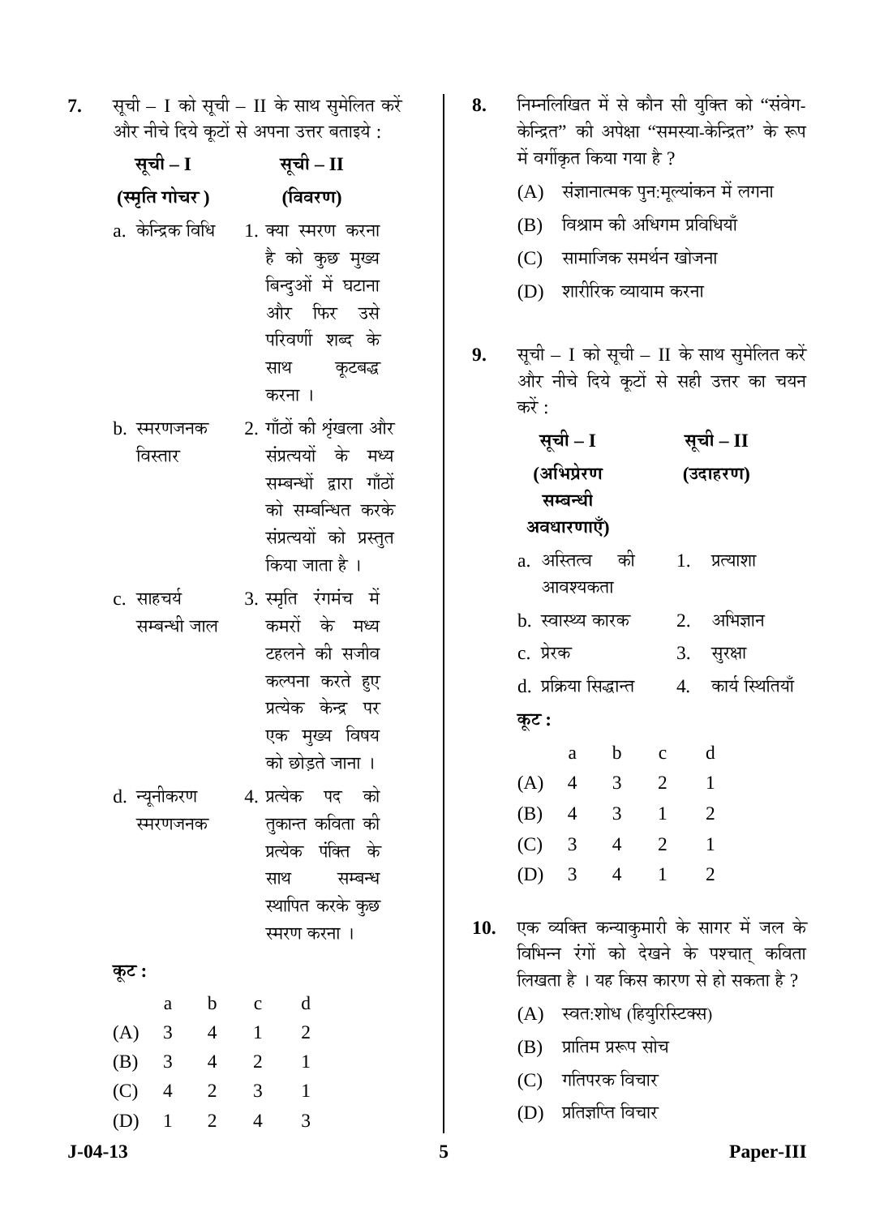**7.** सूची – I को सूची – II के साथ सुमेलित करें और नीचे दिये कूटों से अपना उत्तर बताइये :

| सूची – I (स्मृति गोचर ) | सूची – II (विवरण) |
|---|---|
| a. केन्द्रिक विधि | 1. क्या स्मरण करना है को कुछ मुख्य बिन्दुओं में घटाना और फिर उसे परिवर्णी शब्द के साथ कूटबद्ध करना । |
| b. स्मरणजनक विस्तार | 2. गाँठों की शृंखला और संप्रत्ययों के मध्य सम्बन्धों द्वारा गाँठों को सम्बन्धित करके संप्रत्ययों को प्रस्तुत किया जाता है । |
| c. साहचर्य सम्बन्धी जाल | 3. स्मृति रंगमंच में कमरों के मध्य टहलने की सजीव कल्पना करते हुए प्रत्येक केन्द्र पर एक मुख्य विषय को छोड़ते जाना । |
| d. न्यूनीकरण स्मरणजनक | 4. प्रत्येक पद को तुकान्त कविता की प्रत्येक पंक्ति के साथ सम्बन्ध स्थापित करके कुछ स्मरण करना । |

**कूट :**

| | a | b | c | d |
|---|---|---|---|---|
| (A) | 3 | 4 | 1 | 2 |
| (B) | 3 | 4 | 2 | 1 |
| (C) | 4 | 2 | 3 | 1 |
| (D) | 1 | 2 | 4 | 3 |

**8.** निम्नलिखित में से कौन सी युक्ति को "संवेग-केन्द्रित" की अपेक्षा "समस्या-केन्द्रित" के रूप में वर्गीकृत किया गया है ?

(A) संज्ञानात्मक पुन:मूल्यांकन में लगना

(B) विश्राम की अधिगम प्रविधियाँ

(C) सामाजिक समर्थन खोजना

(D) शारीरिक व्यायाम करना

**9.** सूची – I को सूची – II के साथ सुमेलित करें और नीचे दिये कूटों से सही उत्तर का चयन करें :

| सूची – I (अभिप्रेरण सम्बन्धी अवधारणाएँ) | सूची – II (उदाहरण) |
|---|---|
| a. अस्तित्व की आवश्यकता | 1. प्रत्याशा |
| b. स्वास्थ्य कारक | 2. अभिज्ञान |
| c. प्रेरक | 3. सुरक्षा |
| d. प्रक्रिया सिद्धान्त | 4. कार्य स्थितियाँ |

**कूट :**

| | a | b | c | d |
|---|---|---|---|---|
| (A) | 4 | 3 | 2 | 1 |
| (B) | 4 | 3 | 1 | 2 |
| (C) | 3 | 4 | 2 | 1 |
| (D) | 3 | 4 | 1 | 2 |

**10.** एक व्यक्ति कन्याकुमारी के सागर में जल के विभिन्न रंगों को देखने के पश्चात् कविता लिखता है । यह किस कारण से हो सकता है ?

(A) स्वत:शोध (हियुरिस्टिक्स)

(B) प्रातिम प्ररूप सोच

(C) गतिपरक विचार

(D) प्रतिज्ञप्ति विचार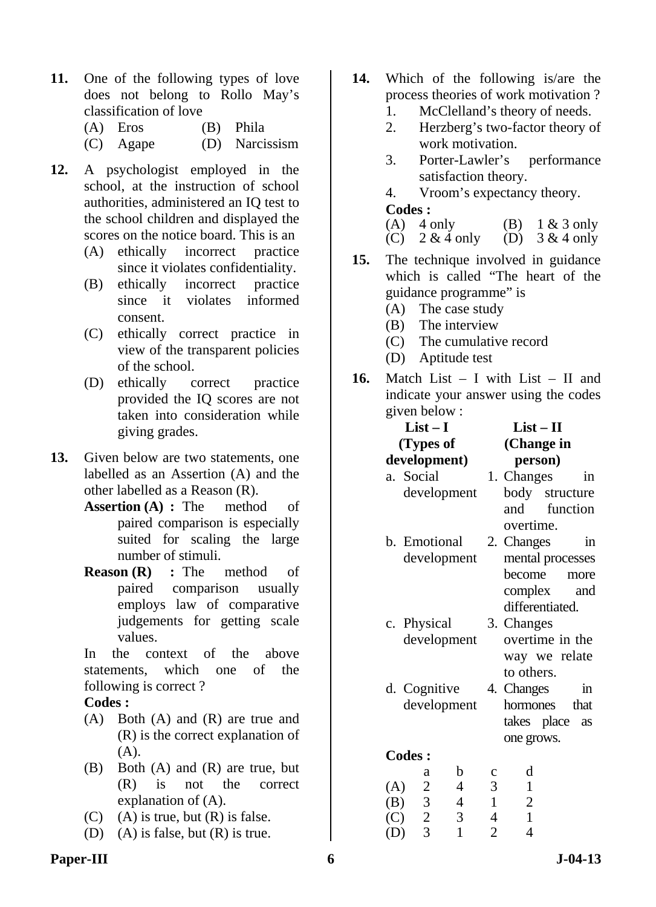**11.** One of the following types of love does not belong to Rollo May's classification of love

(A) Eros (B) Phila
(C) Agape (D) Narcissism

**12.** A psychologist employed in the school, at the instruction of school authorities, administered an IQ test to the school children and displayed the scores on the notice board. This is an

(A) ethically incorrect practice since it violates confidentiality.
(B) ethically incorrect practice since it violates informed consent.
(C) ethically correct practice in view of the transparent policies of the school.
(D) ethically correct practice provided the IQ scores are not taken into consideration while giving grades.

**13.** Given below are two statements, one labelled as an Assertion (A) and the other labelled as a Reason (R).

**Assertion (A) :** The method of paired comparison is especially suited for scaling the large number of stimuli.

**Reason (R) :** The method of paired comparison usually employs law of comparative judgements for getting scale values.

In the context of the above statements, which one of the following is correct ?

**Codes :**

(A) Both (A) and (R) are true and (R) is the correct explanation of (A).
(B) Both (A) and (R) are true, but (R) is not the correct explanation of (A).
(C) (A) is true, but (R) is false.
(D) (A) is false, but (R) is true.

**14.** Which of the following is/are the process theories of work motivation ?

1. McClelland's theory of needs.
2. Herzberg's two-factor theory of work motivation.
3. Porter-Lawler's performance satisfaction theory.
4. Vroom's expectancy theory.

**Codes :**

(A) 4 only (B) 1 & 3 only
(C) 2 & 4 only (D) 3 & 4 only

**15.** The technique involved in guidance which is called "The heart of the guidance programme" is

(A) The case study
(B) The interview
(C) The cumulative record
(D) Aptitude test

**16.** Match List – I with List – II and indicate your answer using the codes given below :

| List – I (Types of development) | List – II (Change in person) |
|---|---|
| a. Social development | 1. Changes in body structure and function overtime. |
| b. Emotional development | 2. Changes in mental processes become more complex and differentiated. |
| c. Physical development | 3. Changes overtime in the way we relate to others. |
| d. Cognitive development | 4. Changes in hormones that takes place as one grows. |

**Codes :**

| | a | b | c | d |
|---|---|---|---|---|
| (A) | 2 | 4 | 3 | 1 |
| (B) | 3 | 4 | 1 | 2 |
| (C) | 2 | 3 | 4 | 1 |
| (D) | 3 | 1 | 2 | 4 |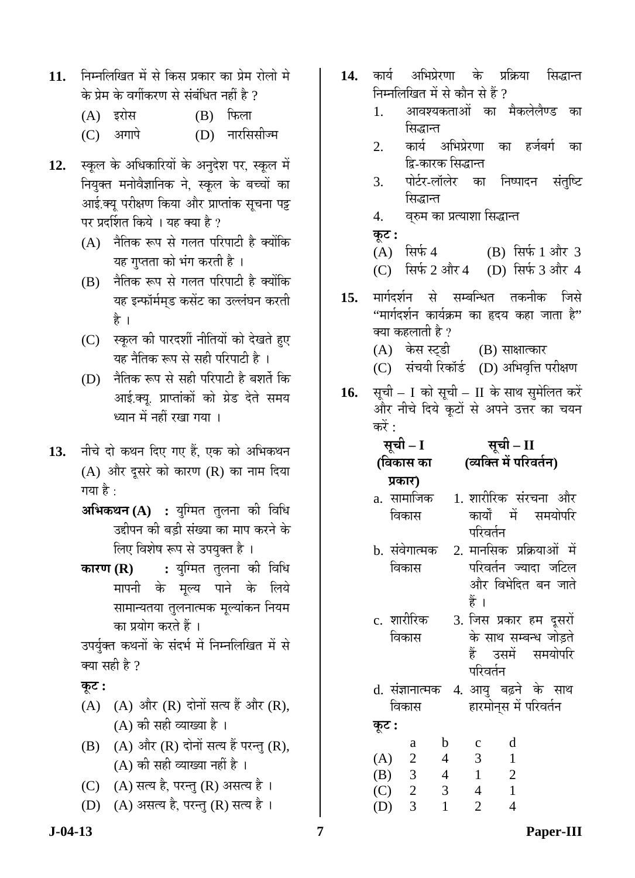**11.** निम्नलिखित में से किस प्रकार का प्रेम रोलो मे के प्रेम के वर्गीकरण से संबंधित नहीं है ?

(A) इरोस (B) फिला

(C) अगापे (D) नारसिसीज्म

**12.** स्कूल के अधिकारियों के अनुदेश पर, स्कूल में नियुक्त मनोवैज्ञानिक ने, स्कूल के बच्चों का आई.क्यू परीक्षण किया और प्राप्तांक सूचना पट्ट पर प्रदर्शित किये । यह क्या है ?

(A) नैतिक रूप से गलत परिपाटी है क्योंकि यह गुप्तता को भंग करती है ।

(B) नैतिक रूप से गलत परिपाटी है क्योंकि यह इन्फॉर्मम्ड कसेंट का उल्लंघन करती है ।

(C) स्कूल की पारदर्शी नीतियों को देखते हुए यह नैतिक रूप से सही परिपाटी है ।

(D) नैतिक रूप से सही परिपाटी है बशर्ते कि आई.क्यू. प्राप्तांकों को ग्रेड देते समय ध्यान में नहीं रखा गया ।

**13.** नीचे दो कथन दिए गए हैं, एक को अभिकथन (A) और दूसरे को कारण (R) का नाम दिया गया है :

**अभिकथन (A)** : युग्मित तुलना की विधि उद्दीपन की बड़ी संख्या का माप करने के लिए विशेष रूप से उपयुक्त है ।

**कारण (R)** : युग्मित तुलना की विधि मापनी के मूल्य पाने के लिये सामान्यतया तुलनात्मक मूल्यांकन नियम का प्रयोग करते हैं ।

उपर्युक्त कथनों के संदर्भ में निम्नलिखित में से क्या सही है ?

**कूट :**

(A) (A) और (R) दोनों सत्य हैं और (R), (A) की सही व्याख्या है ।

(B) (A) और (R) दोनों सत्य हैं परन्तु (R), (A) की सही व्याख्या नहीं है ।

(C) (A) सत्य है, परन्तु (R) असत्य है ।

(D) (A) असत्य है, परन्तु (R) सत्य है ।

**14.** कार्य अभिप्रेरणा के प्रक्रिया सिद्धान्त निम्नलिखित में से कौन से हैं ?

1. आवश्यकताओं का मैकलेलैण्ड का सिद्धान्त
2. कार्य अभिप्रेरणा का हर्जबर्ग का द्वि-कारक सिद्धान्त
3. पोर्टर-लॉलेर का निष्पादन संतुष्टि सिद्धान्त
4. वृरुम का प्रत्याशा सिद्धान्त

**कूट :**

(A) सिर्फ 4 (B) सिर्फ 1 और 3

(C) सिर्फ 2 और 4 (D) सिर्फ 3 और 4

**15.** मार्गदर्शन से सम्बन्धित तकनीक जिसे "मार्गदर्शन कार्यक्रम का हृदय कहा जाता है" क्या कहलाती है ?

(A) केस स्ट्डी (B) साक्षात्कार

(C) संचयी रिकॉर्ड (D) अभिवृत्ति परीक्षण

**16.** सूची – I को सूची – II के साथ सुमेलित करें और नीचे दिये कूटों से अपने उत्तर का चयन करें :

| सूची – I (विकास का प्रकार) | सूची – II (व्यक्ति में परिवर्तन) |
|---|---|
| a. सामाजिक विकास | 1. शारीरिक संरचना और कार्यों में समयोपरि परिवर्तन |
| b. संवेगात्मक विकास | 2. मानसिक प्रक्रियाओं में परिवर्तन ज्यादा जटिल और विभेदित बन जाते हैं । |
| c. शारीरिक विकास | 3. जिस प्रकार हम दूसरों के साथ सम्बन्ध जोड़ते हैं उसमें समयोपरि परिवर्तन |
| d. संज्ञानात्मक विकास | 4. आयु बढ़ने के साथ हारमोन्स में परिवर्तन |

**कूट :**

| | a | b | c | d |
|---|---|---|---|---|
| (A) | 2 | 4 | 3 | 1 |
| (B) | 3 | 4 | 1 | 2 |
| (C) | 2 | 3 | 4 | 1 |
| (D) | 3 | 1 | 2 | 4 |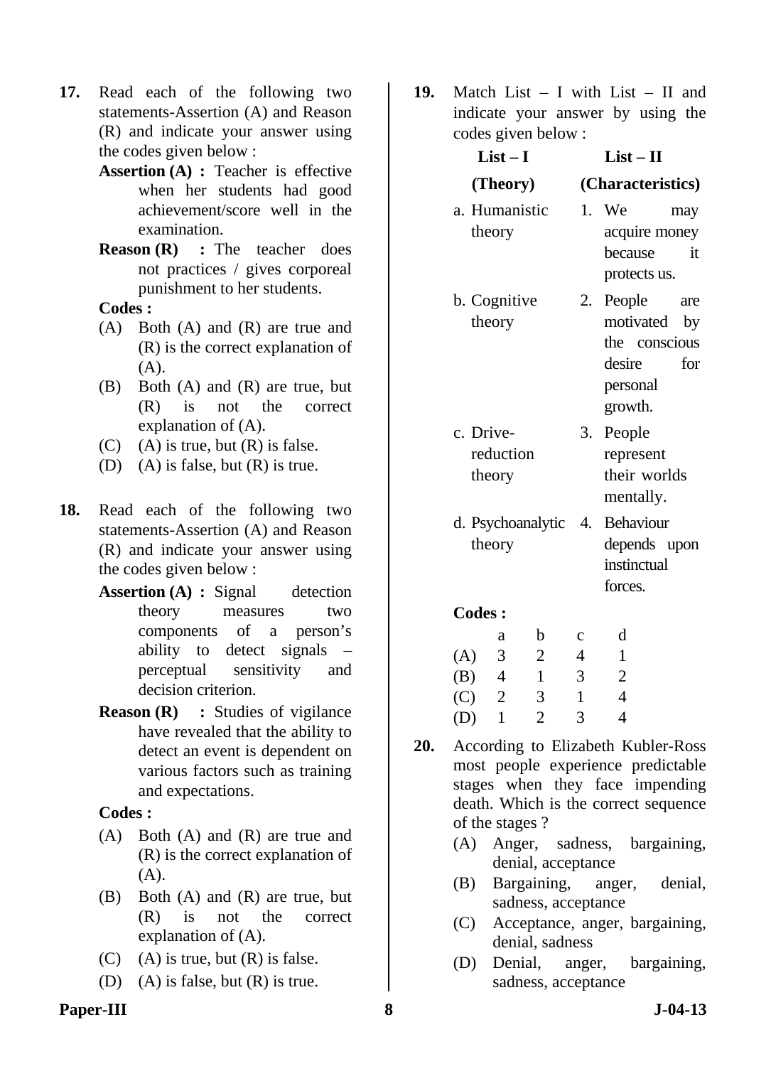**17.** Read each of the following two statements-Assertion (A) and Reason (R) and indicate your answer using the codes given below :

**Assertion (A) :** Teacher is effective when her students had good achievement/score well in the examination.

**Reason (R) :** The teacher does not practices / gives corporeal punishment to her students.

**Codes :**

(A) Both (A) and (R) are true and (R) is the correct explanation of (A).

(B) Both (A) and (R) are true, but (R) is not the correct explanation of (A).

(C) (A) is true, but (R) is false.

(D) (A) is false, but (R) is true.

**18.** Read each of the following two statements-Assertion (A) and Reason (R) and indicate your answer using the codes given below :

**Assertion (A) :** Signal detection theory measures two components of a person's ability to detect signals – perceptual sensitivity and decision criterion.

**Reason (R) :** Studies of vigilance have revealed that the ability to detect an event is dependent on various factors such as training and expectations.

**Codes :**

(A) Both (A) and (R) are true and (R) is the correct explanation of (A).

(B) Both (A) and (R) are true, but (R) is not the correct explanation of (A).

(C) (A) is true, but (R) is false.

(D) (A) is false, but (R) is true.

**19.** Match List – I with List – II and indicate your answer by using the codes given below :

| List – I (Theory) | List – II (Characteristics) |
|---|---|
| a. Humanistic theory | 1. We may acquire money because it protects us. |
| b. Cognitive theory | 2. People are motivated by the conscious desire for personal growth. |
| c. Drive-reduction theory | 3. People represent their worlds mentally. |
| d. Psychoanalytic theory | 4. Behaviour depends upon instinctual forces. |

**Codes :**

| | a | b | c | d |
|---|---|---|---|---|
| (A) | 3 | 2 | 4 | 1 |
| (B) | 4 | 1 | 3 | 2 |
| (C) | 2 | 3 | 1 | 4 |
| (D) | 1 | 2 | 3 | 4 |

**20.** According to Elizabeth Kubler-Ross most people experience predictable stages when they face impending death. Which is the correct sequence of the stages ?

(A) Anger, sadness, bargaining, denial, acceptance

(B) Bargaining, anger, denial, sadness, acceptance

(C) Acceptance, anger, bargaining, denial, sadness

(D) Denial, anger, bargaining, sadness, acceptance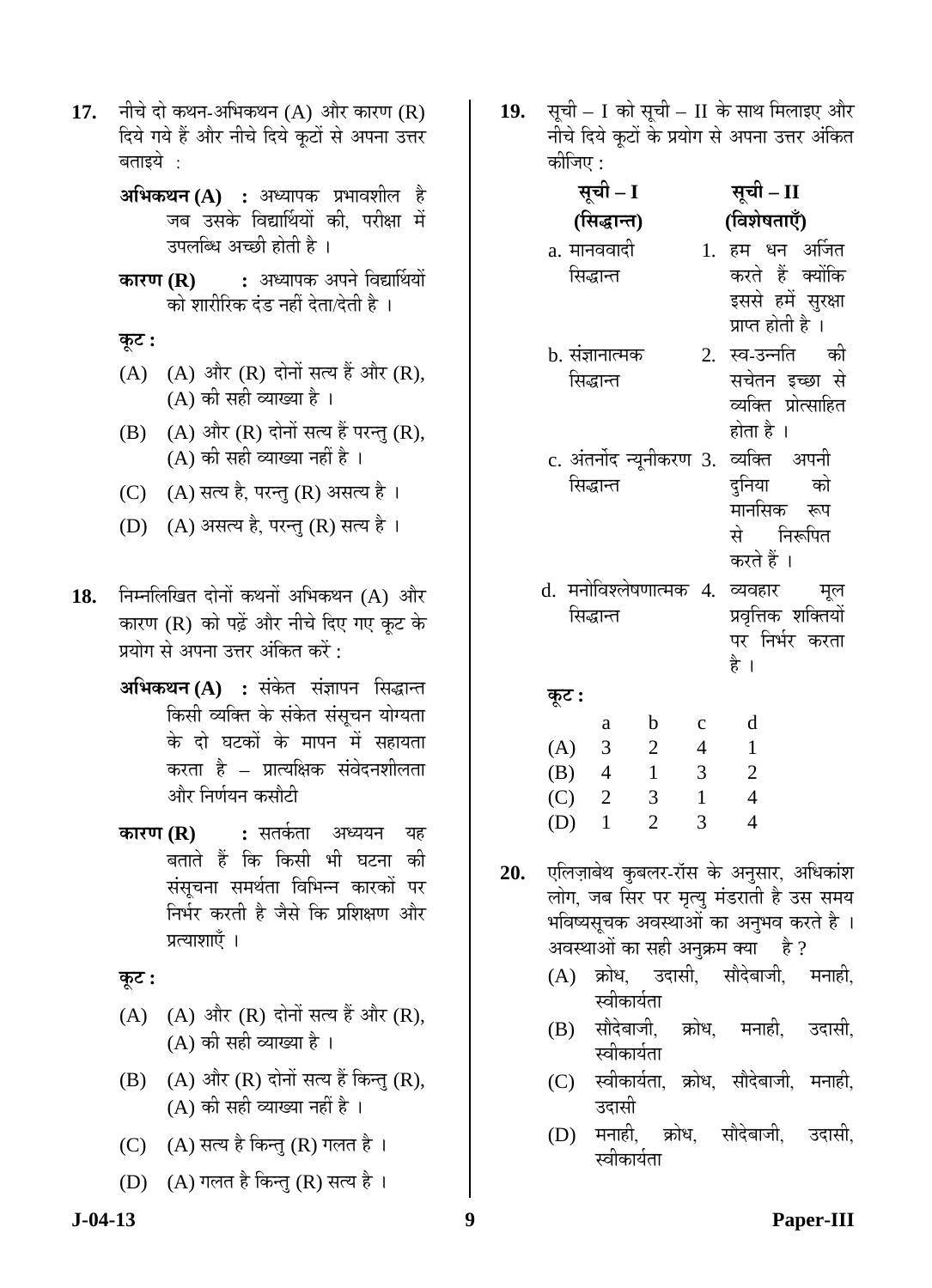**17.** नीचे दो कथन-अभिकथन (A) और कारण (R) दिये गये हैं और नीचे दिये कूटों से अपना उत्तर बताइये :

**अभिकथन (A)** : अध्यापक प्रभावशील है जब उसके विद्यार्थियों की, परीक्षा में उपलब्धि अच्छी होती है ।

**कारण (R)** : अध्यापक अपने विद्यार्थियों को शारीरिक दंड नहीं देता/देती है ।

**कूट :**

(A) (A) और (R) दोनों सत्य हैं और (R), (A) की सही व्याख्या है ।

(B) (A) और (R) दोनों सत्य हैं परन्तु (R), (A) की सही व्याख्या नहीं है ।

(C) (A) सत्य है, परन्तु (R) असत्य है ।

(D) (A) असत्य है, परन्तु (R) सत्य है ।

**18.** निम्नलिखित दोनों कथनों अभिकथन (A) और कारण (R) को पढ़ें और नीचे दिए गए कूट के प्रयोग से अपना उत्तर अंकित करें :

**अभिकथन (A)** : संकेत संज्ञापन सिद्धान्त किसी व्यक्ति के संकेत संसूचन योग्यता के दो घटकों के मापन में सहायता करता है – प्रात्यक्षिक संवेदनशीलता और निर्णयन कसौटी

**कारण (R)** : सतर्कता अध्ययन यह बताते हैं कि किसी भी घटना की संसूचना समर्थता विभिन्न कारकों पर निर्भर करती है जैसे कि प्रशिक्षण और प्रत्याशाएँ ।

**कूट :**

(A) (A) और (R) दोनों सत्य हैं और (R), (A) की सही व्याख्या है ।

(B) (A) और (R) दोनों सत्य हैं किन्तु (R), (A) की सही व्याख्या नहीं है ।

(C) (A) सत्य है किन्तु (R) गलत है ।

(D) (A) गलत है किन्तु (R) सत्य है ।

**19.** सूची – I को सूची – II के साथ मिलाइए और नीचे दिये कूटों के प्रयोग से अपना उत्तर अंकित कीजिए :

| सूची – I (सिद्धान्त) | सूची – II (विशेषताएँ) |
|---|---|
| a. मानववादी सिद्धान्त | 1. हम धन अर्जित करते हैं क्योंकि इससे हमें सुरक्षा प्राप्त होती है । |
| b. संज्ञानात्मक सिद्धान्त | 2. स्व-उन्नति की सचेतन इच्छा से व्यक्ति प्रोत्साहित होता है । |
| c. अंतर्नोद न्यूनीकरण सिद्धान्त | 3. व्यक्ति अपनी दुनिया को मानसिक रूप से निरूपित करते हैं । |
| d. मनोविश्लेषणात्मक सिद्धान्त | 4. व्यवहार मूल प्रवृत्तिक शक्तियों पर निर्भर करता है । |

**कूट :**

| | a | b | c | d |
|---|---|---|---|---|
| (A) | 3 | 2 | 4 | 1 |
| (B) | 4 | 1 | 3 | 2 |
| (C) | 2 | 3 | 1 | 4 |
| (D) | 1 | 2 | 3 | 4 |

**20.** एलिज़ाबेथ कुबलर-रॉस के अनुसार, अधिकांश लोग, जब सिर पर मृत्यु मंडराती है उस समय भविष्यसूचक अवस्थाओं का अनुभव करते है । अवस्थाओं का सही अनुक्रम क्या है ?

(A) क्रोध, उदासी, सौदेबाजी, मनाही, स्वीकार्यता

(B) सौदेबाजी, क्रोध, मनाही, उदासी, स्वीकार्यता

(C) स्वीकार्यता, क्रोध, सौदेबाजी, मनाही, उदासी

(D) मनाही, क्रोध, सौदेबाजी, उदासी, स्वीकार्यता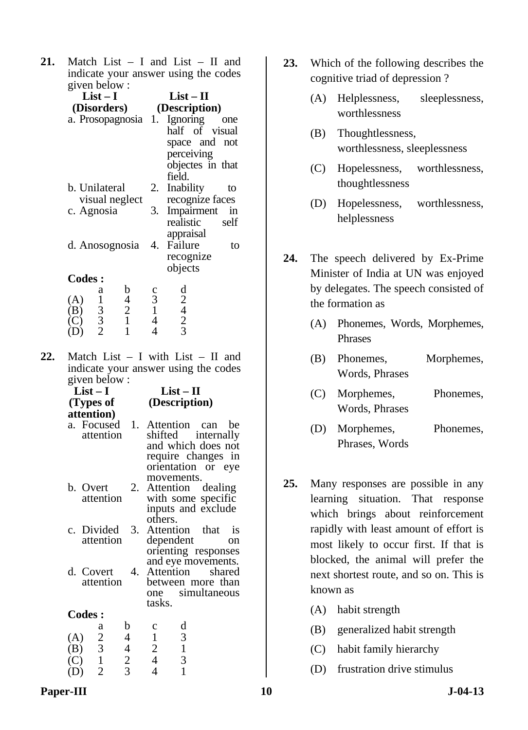**21.** Match List – I and List – II and indicate your answer using the codes given below :

| List – I (Disorders) | List – II (Description) |
|---|---|
| a. Prosopagnosia | 1. Ignoring one half of visual space and not perceiving objectes in that field. |
| b. Unilateral visual neglect | 2. Inability to recognize faces |
| c. Agnosia | 3. Impairment in realistic self appraisal |
| d. Anosognosia | 4. Failure to recognize objects |

**Codes :**

| | a | b | c | d |
|---|---|---|---|---|
| (A) | 1 | 4 | 3 | 2 |
| (B) | 3 | 2 | 1 | 4 |
| (C) | 3 | 1 | 4 | 2 |
| (D) | 2 | 1 | 4 | 3 |

**22.** Match List – I with List – II and indicate your answer using the codes given below :

| List – I (Types of attention) | List – II (Description) |
|---|---|
| a. Focused attention | 1. Attention can be shifted internally and which does not require changes in orientation or eye movements. |
| b. Overt attention | 2. Attention dealing with some specific inputs and exclude others. |
| c. Divided attention | 3. Attention that is dependent on orienting responses and eye movements. |
| d. Covert attention | 4. Attention shared between more than one simultaneous tasks. |

**Codes :**

| | a | b | c | d |
|---|---|---|---|---|
| (A) | 2 | 4 | 1 | 3 |
| (B) | 3 | 4 | 2 | 1 |
| (C) | 1 | 2 | 4 | 3 |
| (D) | 2 | 3 | 4 | 1 |

**23.** Which of the following describes the cognitive triad of depression ?

(A) Helplessness, sleeplessness, worthlessness

(B) Thoughtlessness, worthlessness, sleeplessness

(C) Hopelessness, worthlessness, thoughtlessness

(D) Hopelessness, worthlessness, helplessness

**24.** The speech delivered by Ex-Prime Minister of India at UN was enjoyed by delegates. The speech consisted of the formation as

(A) Phonemes, Words, Morphemes, Phrases

(B) Phonemes, Morphemes, Words, Phrases

(C) Morphemes, Phonemes, Words, Phrases

(D) Morphemes, Phonemes, Phrases, Words

**25.** Many responses are possible in any learning situation. That response which brings about reinforcement rapidly with least amount of effort is most likely to occur first. If that is blocked, the animal will prefer the next shortest route, and so on. This is known as

(A) habit strength

(B) generalized habit strength

(C) habit family hierarchy

(D) frustration drive stimulus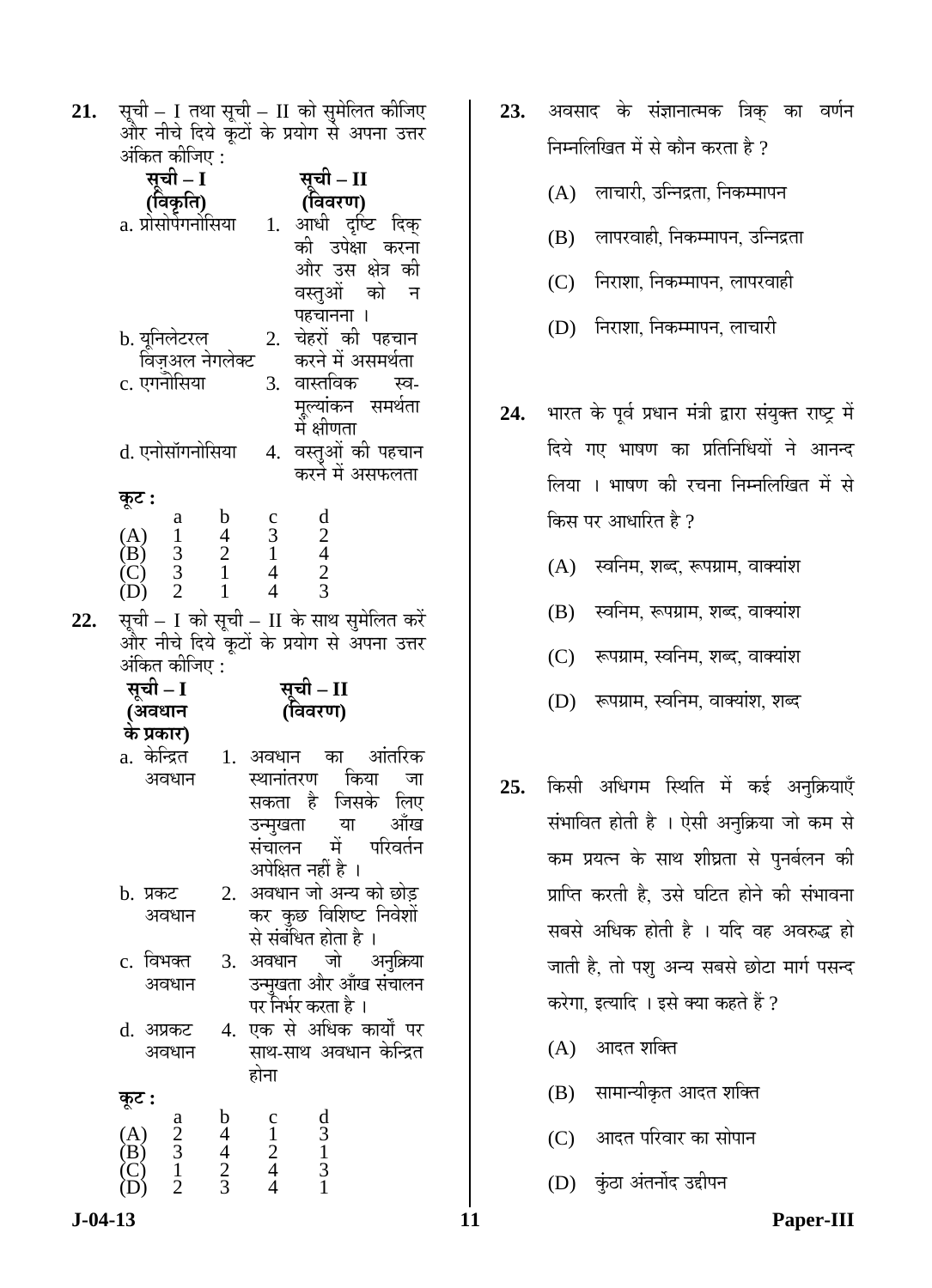**21.** सूची – I तथा सूची – II को सुमेलित कीजिए और नीचे दिये कूटों के प्रयोग से अपना उत्तर अंकित कीजिए :

| सूची – I (विकृति) | सूची – II (विवरण) |
|---|---|
| a. प्रोसोपेगनोसिया | 1. आधी दृष्टि दिक् की उपेक्षा करना और उस क्षेत्र की वस्तुओं को न पहचानना । |
| b. यूनिलेटरल विज़ुअल नेगलेक्ट | 2. चेहरों की पहचान करने में असमर्थता |
| c. एगनोसिया | 3. वास्तविक स्व-मूल्यांकन समर्थता में क्षीणता |
| d. एनोसॉगनोसिया | 4. वस्तुओं की पहचान करने में असफलता |

**कूट :**

| | a | b | c | d |
|---|---|---|---|---|
| (A) | 1 | 4 | 3 | 2 |
| (B) | 3 | 2 | 1 | 4 |
| (C) | 3 | 1 | 4 | 2 |
| (D) | 2 | 1 | 4 | 3 |

**22.** सूची – I को सूची – II के साथ सुमेलित करें और नीचे दिये कूटों के प्रयोग से अपना उत्तर अंकित कीजिए :

| सूची – I (अवधान के प्रकार) | सूची – II (विवरण) |
|---|---|
| a. केन्द्रित अवधान | 1. अवधान का आंतरिक स्थानांतरण किया जा सकता है जिसके लिए उन्मुखता या आँख संचालन में परिवर्तन अपेक्षित नहीं है । |
| b. प्रकट अवधान | 2. अवधान जो अन्य को छोड़ कर कुछ विशिष्ट निवेशों से संबंधित होता है । |
| c. विभक्त अवधान | 3. अवधान जो अनुक्रिया उन्मुखता और आँख संचालन पर निर्भर करता है । |
| d. अप्रकट अवधान | 4. एक से अधिक कार्यों पर साथ-साथ अवधान केन्द्रित होना |

**कूट :**

| | a | b | c | d |
|---|---|---|---|---|
| (A) | 2 | 4 | 1 | 3 |
| (B) | 3 | 4 | 2 | 1 |
| (C) | 1 | 2 | 4 | 3 |
| (D) | 2 | 3 | 4 | 1 |

**23.** अवसाद के संज्ञानात्मक त्रिक् का वर्णन निम्नलिखित में से कौन करता है ?

(A) लाचारी, उन्निद्रता, निकम्मापन

(B) लापरवाही, निकम्मापन, उन्निद्रता

(C) निराशा, निकम्मापन, लापरवाही

(D) निराशा, निकम्मापन, लाचारी

**24.** भारत के पूर्व प्रधान मंत्री द्वारा संयुक्त राष्ट्र में दिये गए भाषण का प्रतिनिधियों ने आनन्द लिया । भाषण की रचना निम्नलिखित में से किस पर आधारित है ?

(A) स्वनिम, शब्द, रूपग्राम, वाक्यांश

(B) स्वनिम, रूपग्राम, शब्द, वाक्यांश

(C) रूपग्राम, स्वनिम, शब्द, वाक्यांश

(D) रूपग्राम, स्वनिम, वाक्यांश, शब्द

**25.** किसी अधिगम स्थिति में कई अनुक्रियाएँ संभावित होती है । ऐसी अनुक्रिया जो कम से कम प्रयत्न के साथ शीघ्रता से पुनर्बलन की प्राप्ति करती है, उसे घटित होने की संभावना सबसे अधिक होती है । यदि वह अवरुद्ध हो जाती है, तो पशु अन्य सबसे छोटा मार्ग पसन्द करेगा, इत्यादि । इसे क्या कहते हैं ?

(A) आदत शक्ति

(B) सामान्यीकृत आदत शक्ति

(C) आदत परिवार का सोपान

(D) कुंठा अंतर्नोद उद्दीपन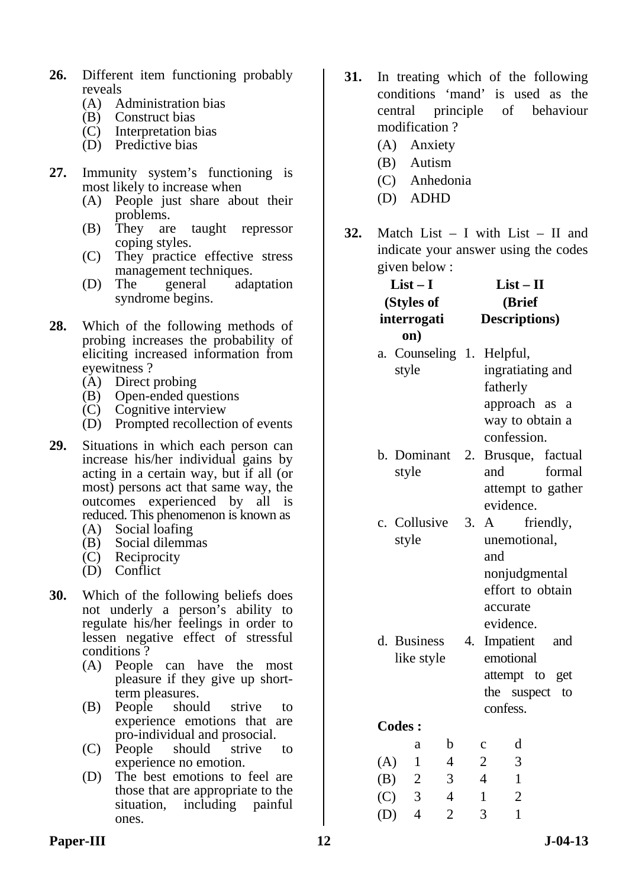**26.** Different item functioning probably reveals

(A) Administration bias
(B) Construct bias
(C) Interpretation bias
(D) Predictive bias

**27.** Immunity system's functioning is most likely to increase when

(A) People just share about their problems.
(B) They are taught repressor coping styles.
(C) They practice effective stress management techniques.
(D) The general adaptation syndrome begins.

**28.** Which of the following methods of probing increases the probability of eliciting increased information from eyewitness ?

(A) Direct probing
(B) Open-ended questions
(C) Cognitive interview
(D) Prompted recollection of events

**29.** Situations in which each person can increase his/her individual gains by acting in a certain way, but if all (or most) persons act that same way, the outcomes experienced by all is reduced. This phenomenon is known as

(A) Social loafing
(B) Social dilemmas
(C) Reciprocity
(D) Conflict

**30.** Which of the following beliefs does not underly a person's ability to regulate his/her feelings in order to lessen negative effect of stressful conditions ?

(A) People can have the most pleasure if they give up short-term pleasures.
(B) People should strive to experience emotions that are pro-individual and prosocial.
(C) People should strive to experience no emotion.
(D) The best emotions to feel are those that are appropriate to the situation, including painful ones.

**31.** In treating which of the following conditions 'mand' is used as the central principle of behaviour modification ?

(A) Anxiety
(B) Autism
(C) Anhedonia
(D) ADHD

**32.** Match List – I with List – II and indicate your answer using the codes given below :

| **List – I (Styles of interrogation)** | **List – II (Brief Descriptions)** |
|---|---|
| a. Counseling style | 1. Helpful, ingratiating and fatherly approach as a way to obtain a confession. |
| b. Dominant style | 2. Brusque, factual and formal attempt to gather evidence. |
| c. Collusive style | 3. A friendly, unemotional, and nonjudgmental effort to obtain accurate evidence. |
| d. Business like style | 4. Impatient and emotional attempt to get the suspect to confess. |

**Codes :**

| | a | b | c | d |
|---|---|---|---|---|
| (A) | 1 | 4 | 2 | 3 |
| (B) | 2 | 3 | 4 | 1 |
| (C) | 3 | 4 | 1 | 2 |
| (D) | 4 | 2 | 3 | 1 |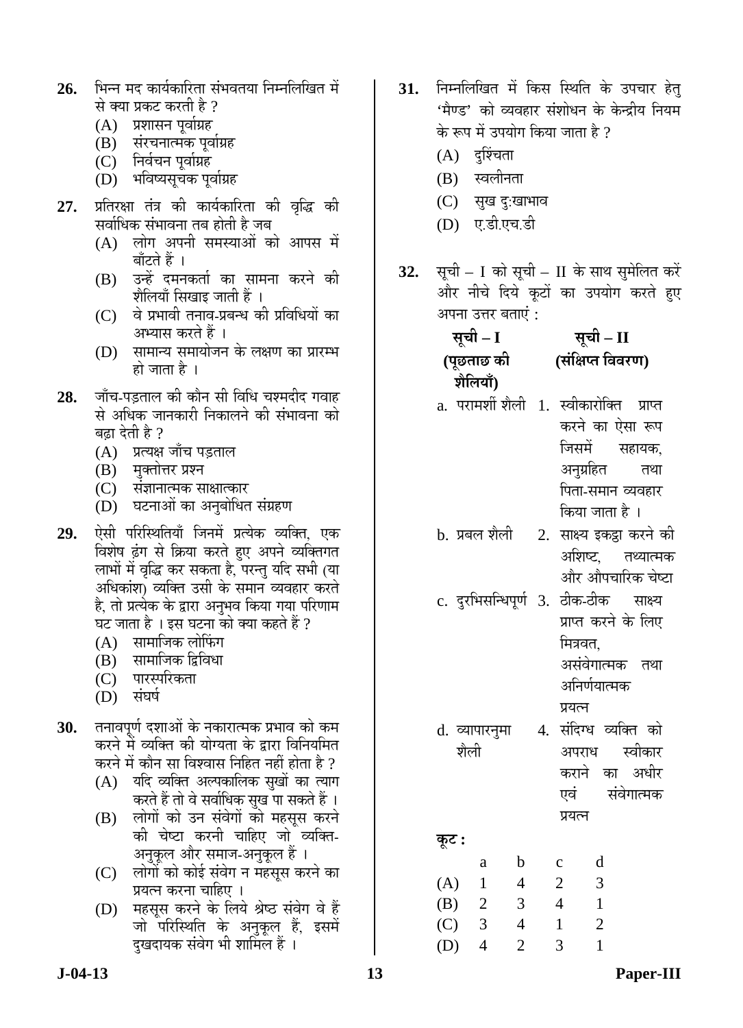26. भिन्न मद कार्यकारिता संभवतया निम्नलिखित में से क्या प्रकट करती है ?

   (A) प्रशासन पूर्वाग्रह
   (B) संरचनात्मक पूर्वाग्रह
   (C) निर्वचन पूर्वाग्रह
   (D) भविष्यसूचक पूर्वाग्रह

27. प्रतिरक्षा तंत्र की कार्यकारिता की वृद्धि की सर्वाधिक संभावना तब होती है जब

   (A) लोग अपनी समस्याओं को आपस में बाँटते हैं ।
   (B) उन्हें दमनकर्ता का सामना करने की शैलियाँ सिखाइ जाती हैं ।
   (C) वे प्रभावी तनाव-प्रबन्ध की प्रविधियों का अभ्यास करते हैं ।
   (D) सामान्य समायोजन के लक्षण का प्रारम्भ हो जाता है ।

28. जाँच-पड़ताल की कौन सी विधि चश्मदीद गवाह से अधिक जानकारी निकालने की संभावना को बढ़ा देती है ?

   (A) प्रत्यक्ष जाँच पड़ताल
   (B) मुक्तोत्तर प्रश्न
   (C) संज्ञानात्मक साक्षात्कार
   (D) घटनाओं का अनुबोधित संग्रहण

29. ऐसी परिस्थितियाँ जिनमें प्रत्येक व्यक्ति, एक विशेष ढंग से क्रिया करते हुए अपने व्यक्तिगत लाभों में वृद्धि कर सकता है, परन्तु यदि सभी (या अधिकांश) व्यक्ति उसी के समान व्यवहार करते है, तो प्रत्येक के द्वारा अनुभव किया गया परिणाम घट जाता है । इस घटना को क्या कहते हैं ?

   (A) सामाजिक लोफिंग
   (B) सामाजिक द्विविधा
   (C) पारस्परिकता
   (D) संघर्ष

30. तनावपूर्ण दशाओं के नकारात्मक प्रभाव को कम करने में व्यक्ति की योग्यता के द्वारा विनियमित करने में कौन सा विश्वास निहित नहीं होता है ?

   (A) यदि व्यक्ति अल्पकालिक सुखों का त्याग करते हैं तो वे सर्वाधिक सुख पा सकते हैं ।
   (B) लोगों को उन संवेगों को महसूस करने की चेष्टा करनी चाहिए जो व्यक्ति-अनुकूल और समाज-अनुकूल हैं ।
   (C) लोगों को कोई संवेग न महसूस करने का प्रयत्न करना चाहिए ।
   (D) महसूस करने के लिये श्रेष्ठ संवेग वे हैं जो परिस्थिति के अनुकूल हैं, इसमें दुखदायक संवेग भी शामिल हैं ।

31. निम्नलिखित में किस स्थिति के उपचार हेतु 'मैण्ड' को व्यवहार संशोधन के केन्द्रीय नियम के रूप में उपयोग किया जाता है ?

   (A) दुश्चिंता
   (B) स्वलीनता
   (C) सुख दुःखाभाव
   (D) ए.डी.एच.डी

32. सूची – I को सूची – II के साथ सुमेलित करें और नीचे दिये कूटों का उपयोग करते हुए अपना उत्तर बताएं :

| सूची – I (पूछताछ की शैलियाँ) | सूची – II (संक्षिप्त विवरण) |
|---|---|
| a. परामर्शी शैली | 1. स्वीकारोक्ति प्राप्त करने का ऐसा रूप जिसमें सहायक, अनुग्रहित तथा पिता-समान व्यवहार किया जाता है । |
| b. प्रबल शैली | 2. साक्ष्य इकट्ठा करने की अशिष्ट, तथ्यात्मक और औपचारिक चेष्टा |
| c. दुरभिसन्धिपूर्ण | 3. ठीक-ठीक साक्ष्य प्राप्त करने के लिए मित्रवत, असंवेगात्मक तथा अनिर्णयात्मक प्रयत्न |
| d. व्यापारनुमा शैली | 4. संदिग्ध व्यक्ति को अपराध स्वीकार कराने का अधीर एवं संवेगात्मक प्रयत्न |

**कूट :**

| | a | b | c | d |
|---|---|---|---|---|
| (A) | 1 | 4 | 2 | 3 |
| (B) | 2 | 3 | 4 | 1 |
| (C) | 3 | 4 | 1 | 2 |
| (D) | 4 | 2 | 3 | 1 |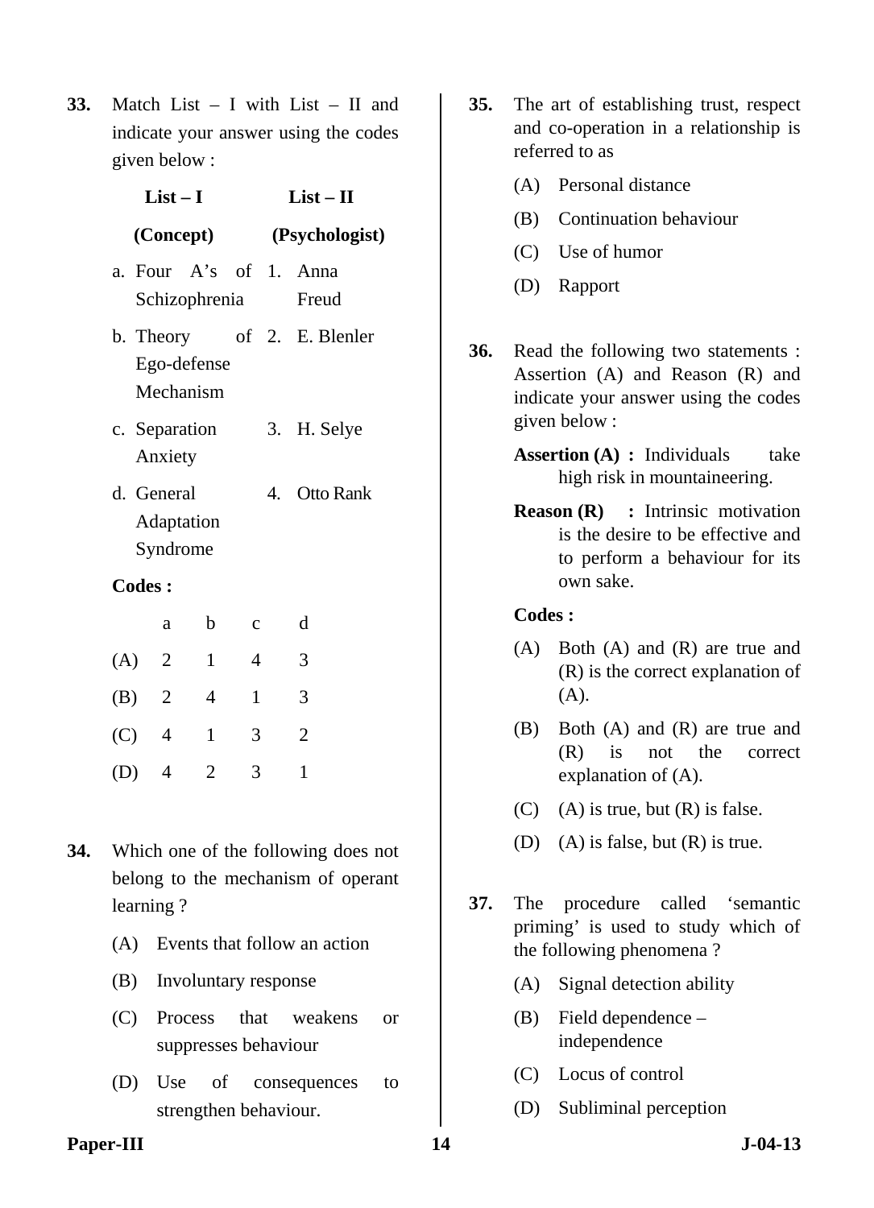**33.** Match List – I with List – II and indicate your answer using the codes given below :

| List – I (Concept) | List – II (Psychologist) |
|---|---|
| a. Four A's of Schizophrenia | 1. Anna Freud |
| b. Theory of Ego-defense Mechanism | 2. E. Blenler |
| c. Separation Anxiety | 3. H. Selye |
| d. General Adaptation Syndrome | 4. Otto Rank |

**Codes :**

| | a | b | c | d |
|---|---|---|---|---|
| (A) | 2 | 1 | 4 | 3 |
| (B) | 2 | 4 | 1 | 3 |
| (C) | 4 | 1 | 3 | 2 |
| (D) | 4 | 2 | 3 | 1 |

**34.** Which one of the following does not belong to the mechanism of operant learning ?

(A) Events that follow an action

(B) Involuntary response

(C) Process that weakens or suppresses behaviour

(D) Use of consequences to strengthen behaviour.

**35.** The art of establishing trust, respect and co-operation in a relationship is referred to as

(A) Personal distance

(B) Continuation behaviour

(C) Use of humor

(D) Rapport

**36.** Read the following two statements : Assertion (A) and Reason (R) and indicate your answer using the codes given below :

**Assertion (A) :** Individuals take high risk in mountaineering.

**Reason (R) :** Intrinsic motivation is the desire to be effective and to perform a behaviour for its own sake.

**Codes :**

(A) Both (A) and (R) are true and (R) is the correct explanation of (A).

(B) Both (A) and (R) are true and (R) is not the correct explanation of (A).

(C) (A) is true, but (R) is false.

(D) (A) is false, but (R) is true.

**37.** The procedure called 'semantic priming' is used to study which of the following phenomena ?

(A) Signal detection ability

(B) Field dependence – independence

(C) Locus of control

(D) Subliminal perception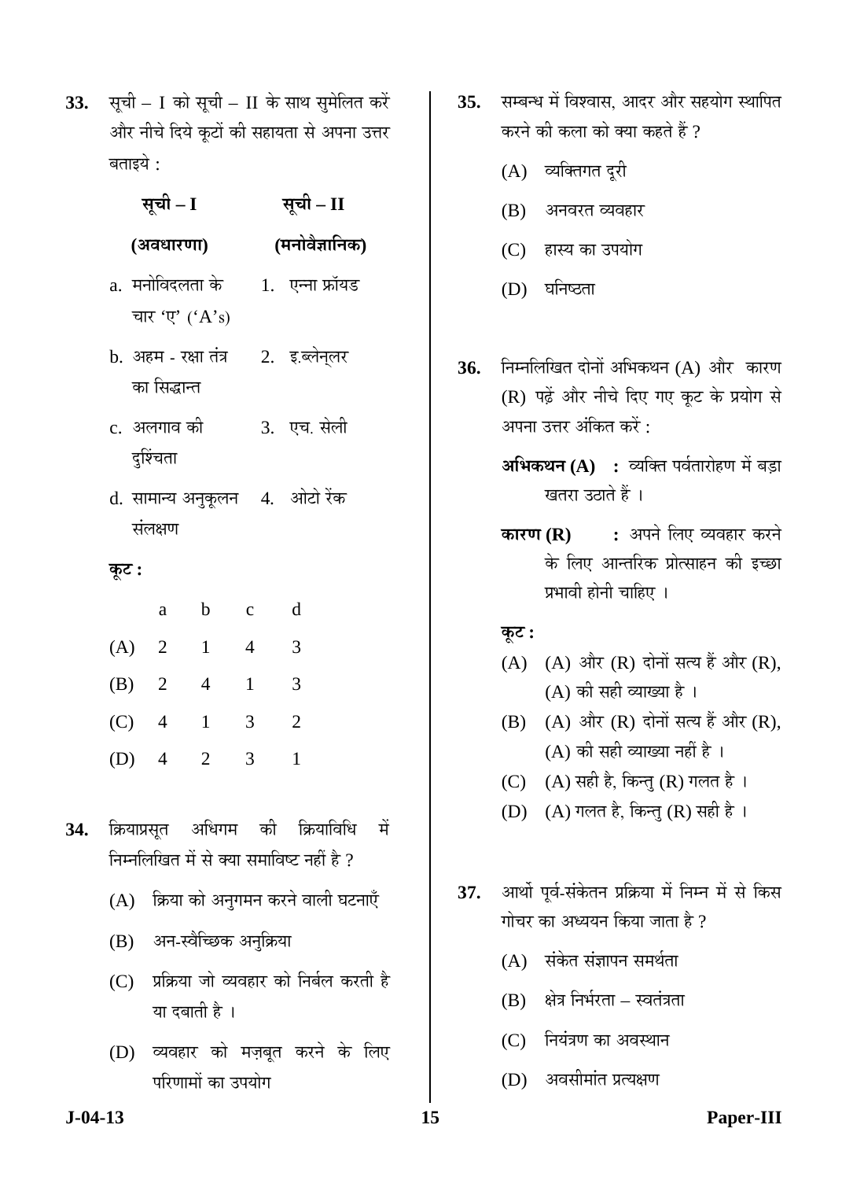**33.** सूची – I को सूची – II के साथ सुमेलित करें और नीचे दिये कूटों की सहायता से अपना उत्तर बताइये :

| सूची – I (अवधारणा) | सूची – II (मनोवैज्ञानिक) |
|---|---|
| a. मनोविदलता के चार 'ए' ('A's) | 1. एन्ना फ्रॉयड |
| b. अहम - रक्षा तंत्र का सिद्धान्त | 2. इ.ब्लेन्लर |
| c. अलगाव की दुश्चिंता | 3. एच. सेली |
| d. सामान्य अनुकूलन संलक्षण | 4. ओटो रेंक |

**कूट :**

| | a | b | c | d |
|---|---|---|---|---|
| (A) | 2 | 1 | 4 | 3 |
| (B) | 2 | 4 | 1 | 3 |
| (C) | 4 | 1 | 3 | 2 |
| (D) | 4 | 2 | 3 | 1 |

**34.** क्रियाप्रसूत अधिगम की क्रियाविधि में निम्नलिखित में से क्या समाविष्ट नहीं है ?

(A) क्रिया को अनुगमन करने वाली घटनाएँ

(B) अन-स्वैच्छिक अनुक्रिया

(C) प्रक्रिया जो व्यवहार को निर्बल करती है या दबाती है ।

(D) व्यवहार को मज़बूत करने के लिए परिणामों का उपयोग

**35.** सम्बन्ध में विश्वास, आदर और सहयोग स्थापित करने की कला को क्या कहते हैं ?

(A) व्यक्तिगत दूरी

(B) अनवरत व्यवहार

(C) हास्य का उपयोग

(D) घनिष्ठता

**36.** निम्नलिखित दोनों अभिकथन (A) और कारण (R) पढ़ें और नीचे दिए गए कूट के प्रयोग से अपना उत्तर अंकित करें :

**अभिकथन (A) :** व्यक्ति पर्वतारोहण में बड़ा खतरा उठाते हैं ।

**कारण (R) :** अपने लिए व्यवहार करने के लिए आन्तरिक प्रोत्साहन की इच्छा प्रभावी होनी चाहिए ।

**कूट :**

(A) (A) और (R) दोनों सत्य हैं और (R), (A) की सही व्याख्या है ।

(B) (A) और (R) दोनों सत्य हैं और (R), (A) की सही व्याख्या नहीं है ।

(C) (A) सही है, किन्तु (R) गलत है ।

(D) (A) गलत है, किन्तु (R) सही है ।

**37.** आर्थो पूर्व-संकेतन प्रक्रिया में निम्न में से किस गोचर का अध्ययन किया जाता है ?

(A) संकेत संज्ञापन समर्थता

(B) क्षेत्र निर्भरता – स्वतंत्रता

(C) नियंत्रण का अवस्थान

(D) अवसीमांत प्रत्यक्षण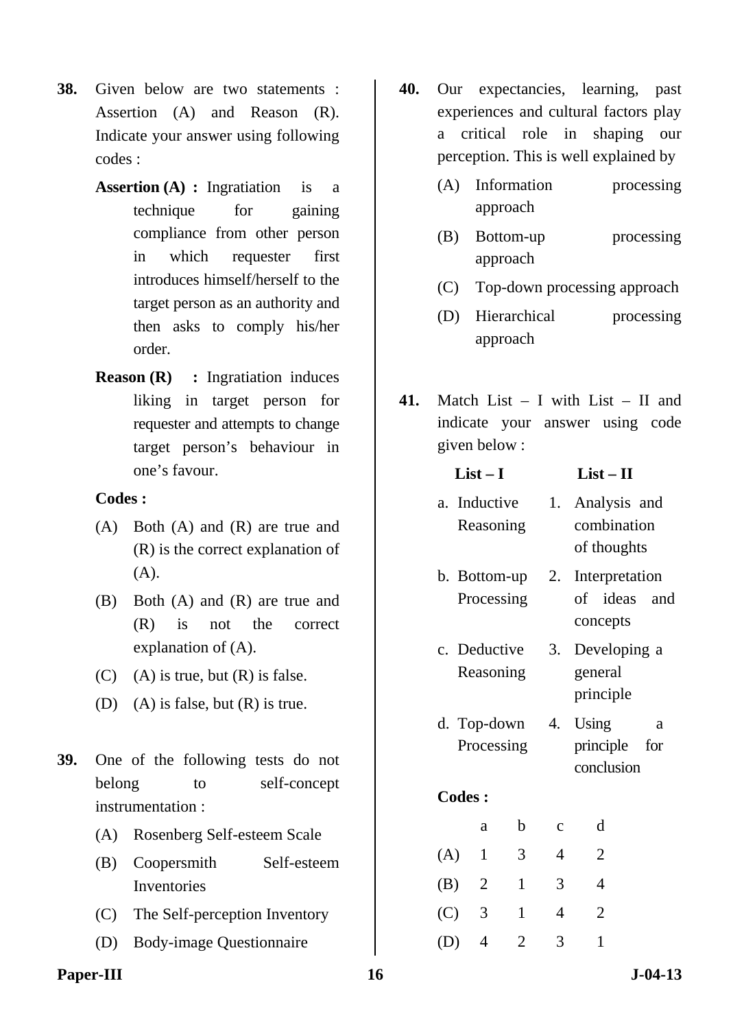**38.** Given below are two statements : Assertion (A) and Reason (R). Indicate your answer using following codes :

**Assertion (A) :** Ingratiation is a technique for gaining compliance from other person in which requester first introduces himself/herself to the target person as an authority and then asks to comply his/her order.

**Reason (R) :** Ingratiation induces liking in target person for requester and attempts to change target person's behaviour in one's favour.

**Codes :**

(A) Both (A) and (R) are true and (R) is the correct explanation of (A).

(B) Both (A) and (R) are true and (R) is not the correct explanation of (A).

(C) (A) is true, but (R) is false.

(D) (A) is false, but (R) is true.

**39.** One of the following tests do not belong to self-concept instrumentation :

(A) Rosenberg Self-esteem Scale

(B) Coopersmith Self-esteem Inventories

(C) The Self-perception Inventory

(D) Body-image Questionnaire

**40.** Our expectancies, learning, past experiences and cultural factors play a critical role in shaping our perception. This is well explained by

(A) Information processing approach

(B) Bottom-up processing approach

(C) Top-down processing approach

(D) Hierarchical processing approach

**41.** Match List – I with List – II and indicate your answer using code given below :

| **List – I** | **List – II** |
|---|---|
| a. Inductive Reasoning | 1. Analysis and combination of thoughts |
| b. Bottom-up Processing | 2. Interpretation of ideas and concepts |
| c. Deductive Reasoning | 3. Developing a general principle |
| d. Top-down Processing | 4. Using a principle for conclusion |

**Codes :**

| | a | b | c | d |
|---|---|---|---|---|
| (A) | 1 | 3 | 4 | 2 |
| (B) | 2 | 1 | 3 | 4 |
| (C) | 3 | 1 | 4 | 2 |
| (D) | 4 | 2 | 3 | 1 |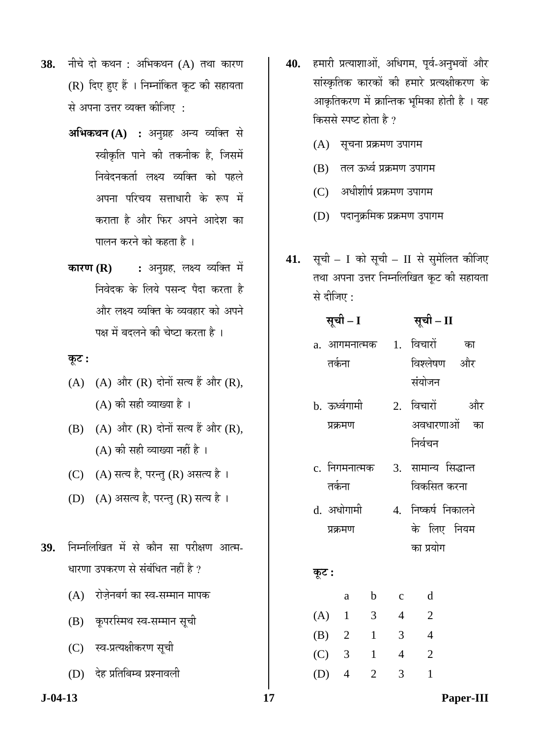**38.** नीचे दो कथन : अभिकथन (A) तथा कारण (R) दिए हुए हैं । निम्नांकित कूट की सहायता से अपना उत्तर व्यक्त कीजिए :

**अभिकथन (A)** : अनुग्रह अन्य व्यक्ति से स्वीकृति पाने की तकनीक है, जिसमें निवेदनकर्ता लक्ष्य व्यक्ति को पहले अपना परिचय सत्ताधारी के रूप में कराता है और फिर अपने आदेश का पालन करने को कहता है ।

**कारण (R)** : अनुग्रह, लक्ष्य व्यक्ति में निवेदक के लिये पसन्द पैदा करता है और लक्ष्य व्यक्ति के व्यवहार को अपने पक्ष में बदलने की चेष्टा करता है ।

**कूट :**

(A) (A) और (R) दोनों सत्य हैं और (R), (A) की सही व्याख्या है ।

(B) (A) और (R) दोनों सत्य हैं और (R), (A) की सही व्याख्या नहीं है ।

(C) (A) सत्य है, परन्तु (R) असत्य है ।

(D) (A) असत्य है, परन्तु (R) सत्य है ।

**39.** निम्नलिखित में से कौन सा परीक्षण आत्म-धारणा उपकरण से संबंधित नहीं है ?

(A) रोज़ेनबर्ग का स्व-सम्मान मापक

(B) कूपरस्मिथ स्व-सम्मान सूची

(C) स्व-प्रत्यक्षीकरण सूची

(D) देह प्रतिबिम्ब प्रश्नावली

**40.** हमारी प्रत्याशाओं, अधिगम, पूर्व-अनुभवों और सांस्कृतिक कारकों की हमारे प्रत्यक्षीकरण के आकृतिकरण में क्रान्तिक भूमिका होती है । यह किससे स्पष्ट होता है ?

(A) सूचना प्रक्रमण उपागम

(B) तल ऊर्ध्व प्रक्रमण उपागम

(C) अधीशीर्ष प्रक्रमण उपागम

(D) पदानुक्रमिक प्रक्रमण उपागम

**41.** सूची – I को सूची – II से सुमेलित कीजिए तथा अपना उत्तर निम्नलिखित कूट की सहायता से दीजिए :

| सूची – I | सूची – II |
|---|---|
| a. आगमनात्मक तर्कना | 1. विचारों का विश्लेषण और संयोजन |
| b. ऊर्ध्वगामी प्रक्रमण | 2. विचारों और अवधारणाओं का निर्वचन |
| c. निगमनात्मक तर्कना | 3. सामान्य सिद्धान्त विकसित करना |
| d. अधोगामी प्रक्रमण | 4. निष्कर्ष निकालने के लिए नियम का प्रयोग |

**कूट :**

| | a | b | c | d |
|---|---|---|---|---|
| (A) | 1 | 3 | 4 | 2 |
| (B) | 2 | 1 | 3 | 4 |
| (C) | 3 | 1 | 4 | 2 |
| (D) | 4 | 2 | 3 | 1 |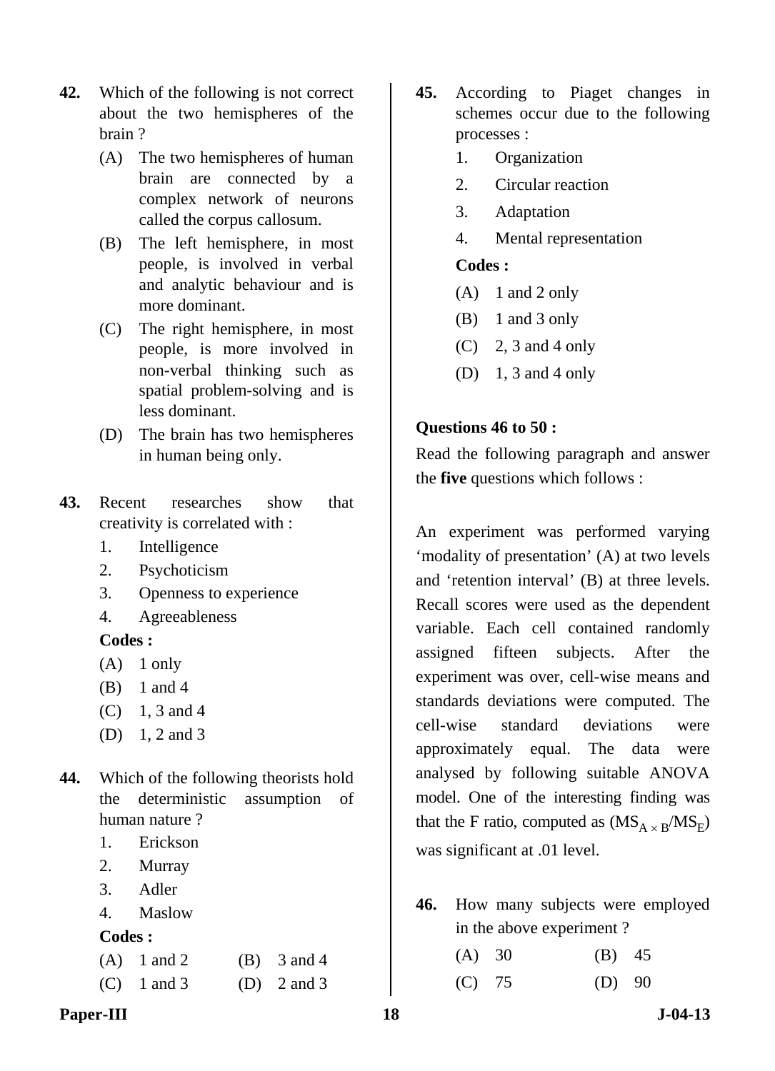**42.** Which of the following is not correct about the two hemispheres of the brain ?

(A) The two hemispheres of human brain are connected by a complex network of neurons called the corpus callosum.

(B) The left hemisphere, in most people, is involved in verbal and analytic behaviour and is more dominant.

(C) The right hemisphere, in most people, is more involved in non-verbal thinking such as spatial problem-solving and is less dominant.

(D) The brain has two hemispheres in human being only.

**43.** Recent researches show that creativity is correlated with :

1. Intelligence
2. Psychoticism
3. Openness to experience
4. Agreeableness

**Codes :**

(A) 1 only

(B) 1 and 4

(C) 1, 3 and 4

(D) 1, 2 and 3

**44.** Which of the following theorists hold the deterministic assumption of human nature ?

1. Erickson
2. Murray
3. Adler
4. Maslow

**Codes :**

(A) 1 and 2 (B) 3 and 4

(C) 1 and 3 (D) 2 and 3

**45.** According to Piaget changes in schemes occur due to the following processes :

1. Organization
2. Circular reaction
3. Adaptation
4. Mental representation

**Codes :**

(A) 1 and 2 only

(B) 1 and 3 only

(C) 2, 3 and 4 only

(D) 1, 3 and 4 only

**Questions 46 to 50 :**

Read the following paragraph and answer the **five** questions which follows :

An experiment was performed varying 'modality of presentation' (A) at two levels and 'retention interval' (B) at three levels. Recall scores were used as the dependent variable. Each cell contained randomly assigned fifteen subjects. After the experiment was over, cell-wise means and standards deviations were computed. The cell-wise standard deviations were approximately equal. The data were analysed by following suitable ANOVA model. One of the interesting finding was that the F ratio, computed as ($MS_{A \times B}/MS_E$) was significant at .01 level.

**46.** How many subjects were employed in the above experiment ?

(A) 30 (B) 45

(C) 75 (D) 90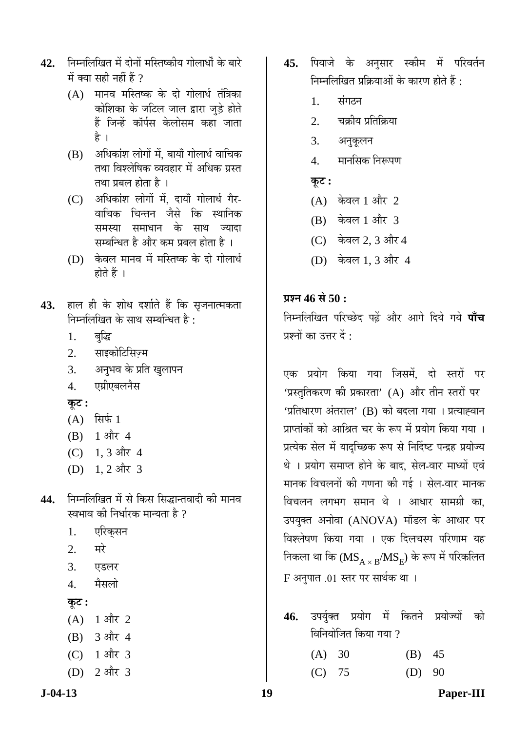**42.** निम्नलिखित में दोनों मस्तिष्कीय गोलार्धों के बारे में क्या सही नहीं हैं ?

(A) मानव मस्तिष्क के दो गोलार्ध तंत्रिका कोशिका के जटिल जाल द्वारा जुड़े होते हैं जिन्हें कॉर्पस केलोसम कहा जाता है ।

(B) अधिकांश लोगों में, बायाँ गोलार्ध वाचिक तथा विश्लेषिक व्यवहार में अधिक ग्रस्त तथा प्रबल होता है ।

(C) अधिकांश लोगों में, दायाँ गोलार्ध गैर-वाचिक चिन्तन जैसे कि स्थानिक समस्या समाधान के साथ ज्यादा सम्बन्धित है और कम प्रबल होता है ।

(D) केवल मानव में मस्तिष्क के दो गोलार्ध होते हैं ।

**43.** हाल ही के शोध दर्शाते हैं कि सृजनात्मकता निम्नलिखित के साथ सम्बन्धित है :

1. बुद्धि
2. साइकोटिसिज़्म
3. अनुभव के प्रति खुलापन
4. एग्रीएबलनैस

**कूट :**

(A) सिर्फ 1

(B) 1 और 4

(C) 1, 3 और 4

(D) 1, 2 और 3

**44.** निम्नलिखित में से किस सिद्धान्तवादी की मानव स्वभाव की निर्धारक मान्यता है ?

1. एरिक्सन
2. मरे
3. एडलर
4. मैसलो

**कूट :**

(A) 1 और 2

(B) 3 और 4

(C) 1 और 3

(D) 2 और 3

**45.** पियाजे के अनुसार स्कीम में परिवर्तन निम्नलिखित प्रक्रियाओं के कारण होते हैं :

1. संगठन
2. चक्रीय प्रतिक्रिया
3. अनुकूलन
4. मानसिक निरूपण

**कूट :**

(A) केवल 1 और 2

(B) केवल 1 और 3

(C) केवल 2, 3 और 4

(D) केवल 1, 3 और 4

**प्रश्न 46 से 50 :**

निम्नलिखित परिच्छेद पढ़ें और आगे दिये गये **पाँच** प्रश्नों का उत्तर दें :

एक प्रयोग किया गया जिसमें, दो स्तरों पर 'प्रस्तुतिकरण की प्रकारता' (A) और तीन स्तरों पर 'प्रतिधारण अंतराल' (B) को बदला गया । प्रत्याह्वान प्राप्तांकों को आश्रित चर के रूप में प्रयोग किया गया । प्रत्येक सेल में यादृच्छिक रूप से निर्दिष्ट पन्द्रह प्रयोज्य थे । प्रयोग समाप्त होने के बाद, सेल-वार माध्यों एवं मानक विचलनों की गणना की गई । सेल-वार मानक विचलन लगभग समान थे । आधार सामग्री का, उपयुक्त अनोवा (ANOVA) मॉडल के आधार पर विश्लेषण किया गया । एक दिलचस्प परिणाम यह निकला था कि $(MS_{A \times B}/MS_E)$ के रूप में परिकलित F अनुपात .01 स्तर पर सार्थक था ।

**46.** उपर्युक्त प्रयोग में कितने प्रयोज्यों को विनियोजित किया गया ?

(A) 30 (B) 45

(C) 75 (D) 90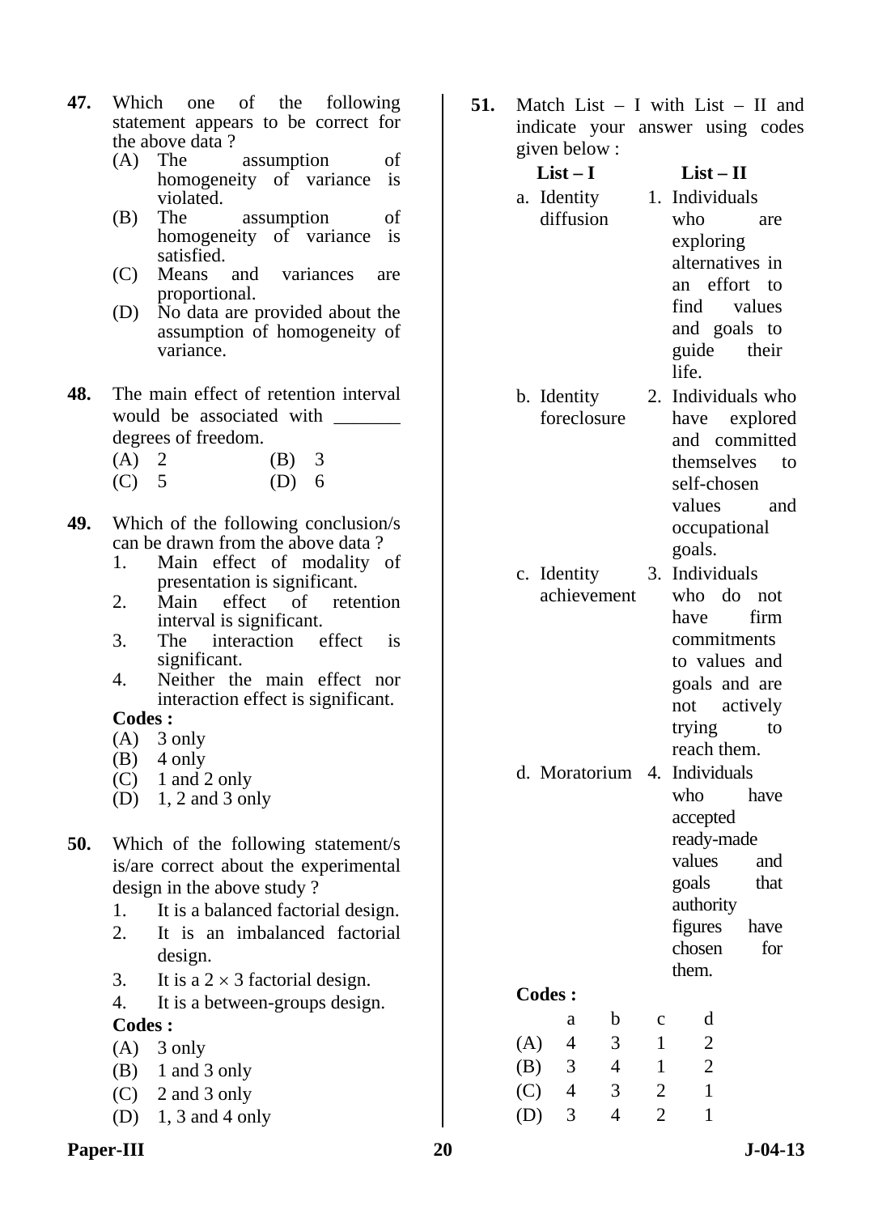**47.** Which one of the following statement appears to be correct for the above data ?

(A) The assumption of homogeneity of variance is violated.

(B) The assumption of homogeneity of variance is satisfied.

(C) Means and variances are proportional.

(D) No data are provided about the assumption of homogeneity of variance.

**48.** The main effect of retention interval would be associated with _______ degrees of freedom.

(A) 2 (B) 3

(C) 5 (D) 6

**49.** Which of the following conclusion/s can be drawn from the above data ?

1. Main effect of modality of presentation is significant.
2. Main effect of retention interval is significant.
3. The interaction effect is significant.
4. Neither the main effect nor interaction effect is significant.

**Codes :**

(A) 3 only

(B) 4 only

(C) 1 and 2 only

(D) 1, 2 and 3 only

**50.** Which of the following statement/s is/are correct about the experimental design in the above study ?

1. It is a balanced factorial design.
2. It is an imbalanced factorial design.
3. It is a $2 \times 3$ factorial design.
4. It is a between-groups design.

**Codes :**

(A) 3 only

(B) 1 and 3 only

(C) 2 and 3 only

(D) 1, 3 and 4 only

**51.** Match List – I with List – II and indicate your answer using codes given below :

| **List – I** | **List – II** |
|---|---|
| a. Identity diffusion | 1. Individuals who are exploring alternatives in an effort to find values and goals to guide their life. |
| b. Identity foreclosure | 2. Individuals who have explored and committed themselves to self-chosen values and occupational goals. |
| c. Identity achievement | 3. Individuals who do not have firm commitments to values and goals and are not actively trying to reach them. |
| d. Moratorium | 4. Individuals who have accepted ready-made values and goals that authority figures have chosen for them. |

**Codes :**

| | a | b | c | d |
|---|---|---|---|---|
| (A) | 4 | 3 | 1 | 2 |
| (B) | 3 | 4 | 1 | 2 |
| (C) | 4 | 3 | 2 | 1 |
| (D) | 3 | 4 | 2 | 1 |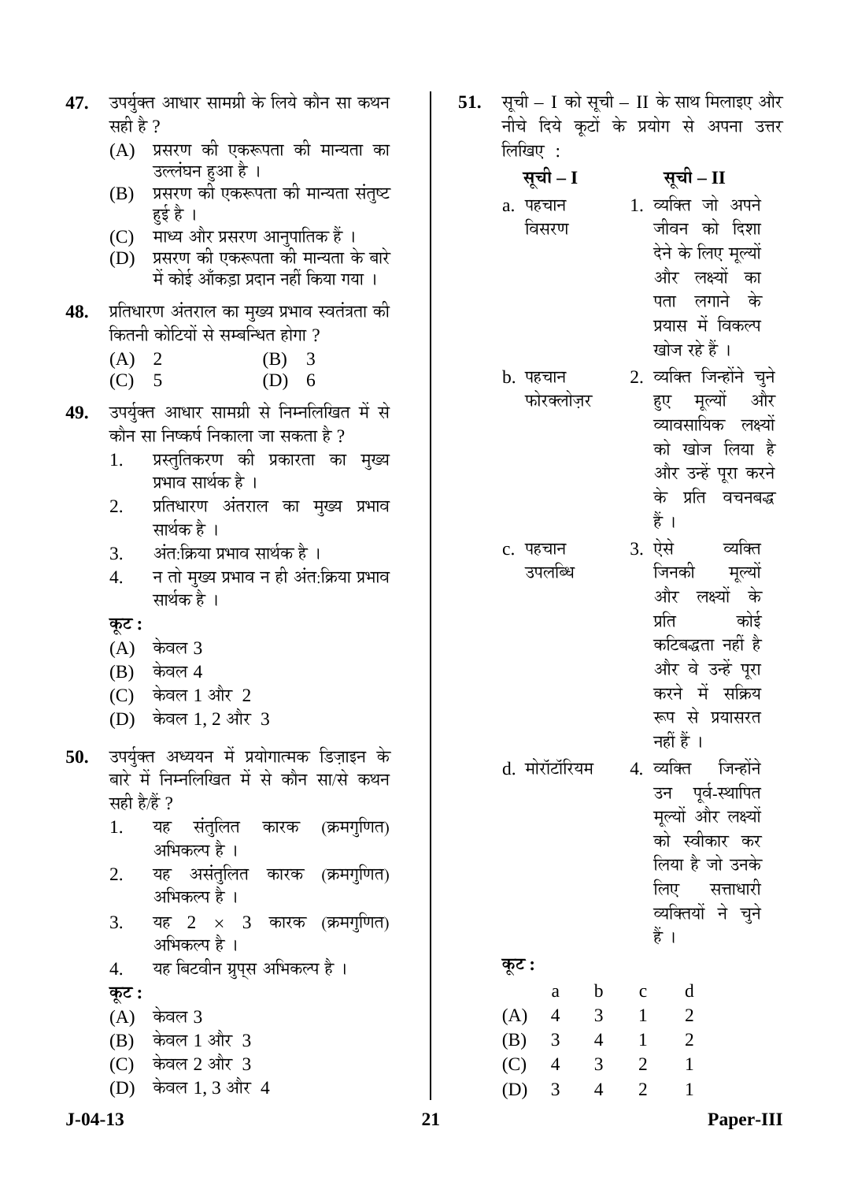**47.** उपर्युक्त आधार सामग्री के लिये कौन सा कथन सही है ?

(A) प्रसरण की एकरूपता की मान्यता का उल्लंघन हुआ है ।

(B) प्रसरण की एकरूपता की मान्यता संतुष्ट हुई है ।

(C) माध्य और प्रसरण आनुपातिक हैं ।

(D) प्रसरण की एकरूपता की मान्यता के बारे में कोई आँकड़ा प्रदान नहीं किया गया ।

**48.** प्रतिधारण अंतराल का मुख्य प्रभाव स्वतंत्रता की कितनी कोटियों से सम्बन्धित होगा ?

(A) 2 (B) 3

(C) 5 (D) 6

**49.** उपर्युक्त आधार सामग्री से निम्नलिखित में से कौन सा निष्कर्ष निकाला जा सकता है ?

1. प्रस्तुतिकरण की प्रकारता का मुख्य प्रभाव सार्थक है ।
2. प्रतिधारण अंतराल का मुख्य प्रभाव सार्थक है ।
3. अंत:क्रिया प्रभाव सार्थक है ।
4. न तो मुख्य प्रभाव न ही अंत:क्रिया प्रभाव सार्थक है ।

**कूट :**

(A) केवल 3

(B) केवल 4

(C) केवल 1 और 2

(D) केवल 1, 2 और 3

**50.** उपर्युक्त अध्ययन में प्रयोगात्मक डिज़ाइन के बारे में निम्नलिखित में से कौन सा/से कथन सही है/हैं ?

1. यह संतुलित कारक (क्रमगुणित) अभिकल्प है ।
2. यह असंतुलित कारक (क्रमगुणित) अभिकल्प है ।
3. यह 2 × 3 कारक (क्रमगुणित) अभिकल्प है ।
4. यह बिटवीन ग्रुप्स अभिकल्प है ।

**कूट :**

(A) केवल 3

(B) केवल 1 और 3

(C) केवल 2 और 3

(D) केवल 1, 3 और 4

**51.** सूची – I को सूची – II के साथ मिलाइए और नीचे दिये कूटों के प्रयोग से अपना उत्तर लिखिए :

| **सूची – I** | **सूची – II** |
|---|---|
| a. पहचान विसरण | 1. व्यक्ति जो अपने जीवन को दिशा देने के लिए मूल्यों और लक्ष्यों का पता लगाने के प्रयास में विकल्प खोज रहे हैं । |
| b. पहचान फोरक्लोज़र | 2. व्यक्ति जिन्होंने चुने हुए मूल्यों और व्यावसायिक लक्ष्यों को खोज लिया है और उन्हें पूरा करने के प्रति वचनबद्ध हैं । |
| c. पहचान उपलब्धि | 3. ऐसे व्यक्ति जिनकी मूल्यों और लक्ष्यों के प्रति कोई कटिबद्धता नहीं है और वे उन्हें पूरा करने में सक्रिय रूप से प्रयासरत नहीं हैं । |
| d. मोरॉटॉरियम | 4. व्यक्ति जिन्होंने उन पूर्व-स्थापित मूल्यों और लक्ष्यों को स्वीकार कर लिया है जो उनके लिए सत्ताधारी व्यक्तियों ने चुने हैं । |

**कूट :**

|  | a | b | c | d |
|---|---|---|---|---|
| (A) | 4 | 3 | 1 | 2 |
| (B) | 3 | 4 | 1 | 2 |
| (C) | 4 | 3 | 2 | 1 |
| (D) | 3 | 4 | 2 | 1 |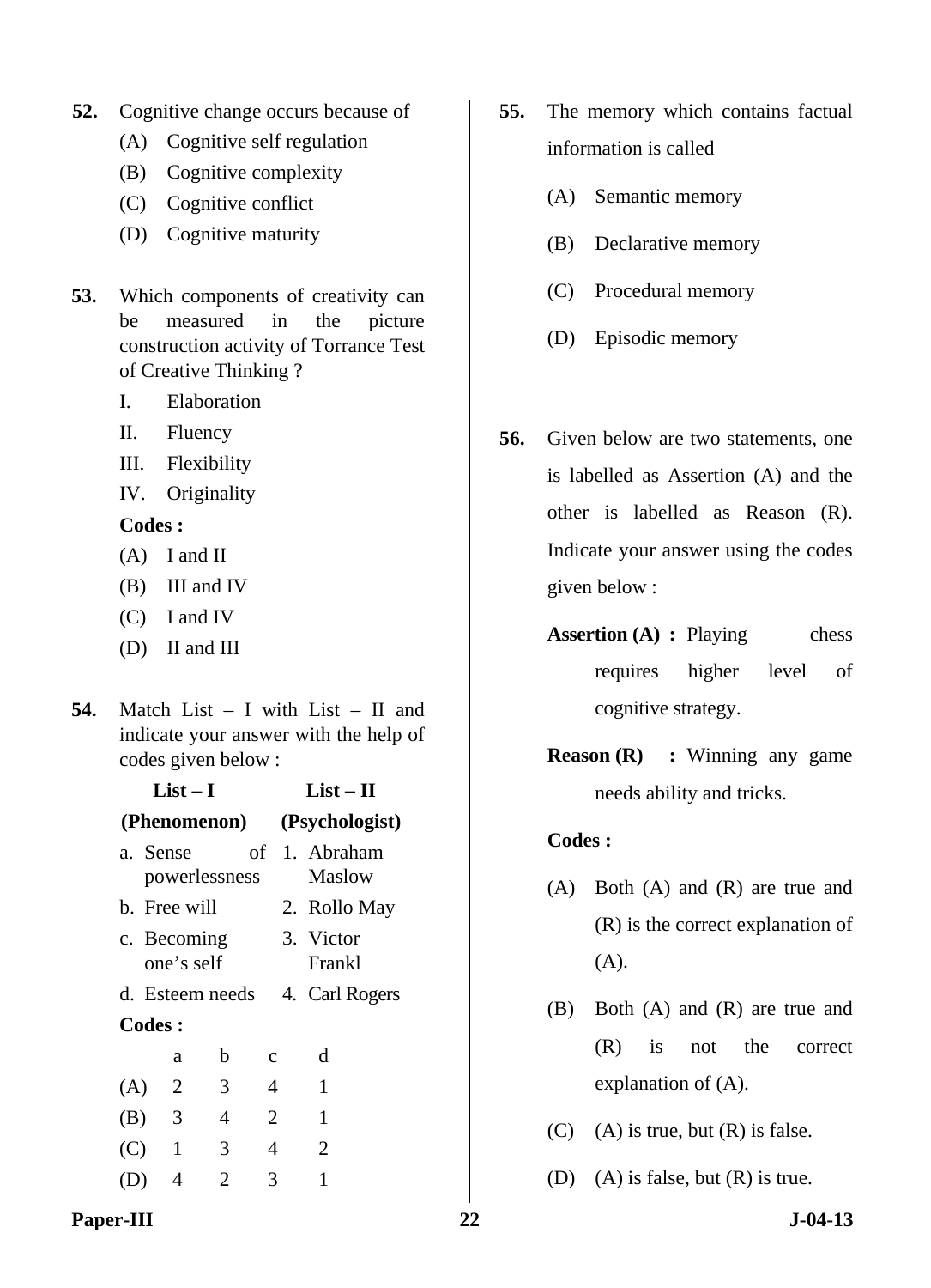**52.** Cognitive change occurs because of

(A) Cognitive self regulation

(B) Cognitive complexity

(C) Cognitive conflict

(D) Cognitive maturity

**53.** Which components of creativity can be measured in the picture construction activity of Torrance Test of Creative Thinking ?

I. Elaboration

II. Fluency

III. Flexibility

IV. Originality

**Codes :**

(A) I and II

(B) III and IV

(C) I and IV

(D) II and III

**54.** Match List – I with List – II and indicate your answer with the help of codes given below :

| **List – I (Phenomenon)** | **List – II (Psychologist)** |
|---|---|
| a. Sense of powerlessness | 1. Abraham Maslow |
| b. Free will | 2. Rollo May |
| c. Becoming one's self | 3. Victor Frankl |
| d. Esteem needs | 4. Carl Rogers |

**Codes :**

| | a | b | c | d |
|---|---|---|---|---|
| (A) | 2 | 3 | 4 | 1 |
| (B) | 3 | 4 | 2 | 1 |
| (C) | 1 | 3 | 4 | 2 |
| (D) | 4 | 2 | 3 | 1 |

**55.** The memory which contains factual information is called

(A) Semantic memory

(B) Declarative memory

(C) Procedural memory

(D) Episodic memory

**56.** Given below are two statements, one is labelled as Assertion (A) and the other is labelled as Reason (R). Indicate your answer using the codes given below :

**Assertion (A) :** Playing chess requires higher level of cognitive strategy.

**Reason (R) :** Winning any game needs ability and tricks.

**Codes :**

(A) Both (A) and (R) are true and (R) is the correct explanation of (A).

(B) Both (A) and (R) are true and (R) is not the correct explanation of (A).

(C) (A) is true, but (R) is false.

(D) (A) is false, but (R) is true.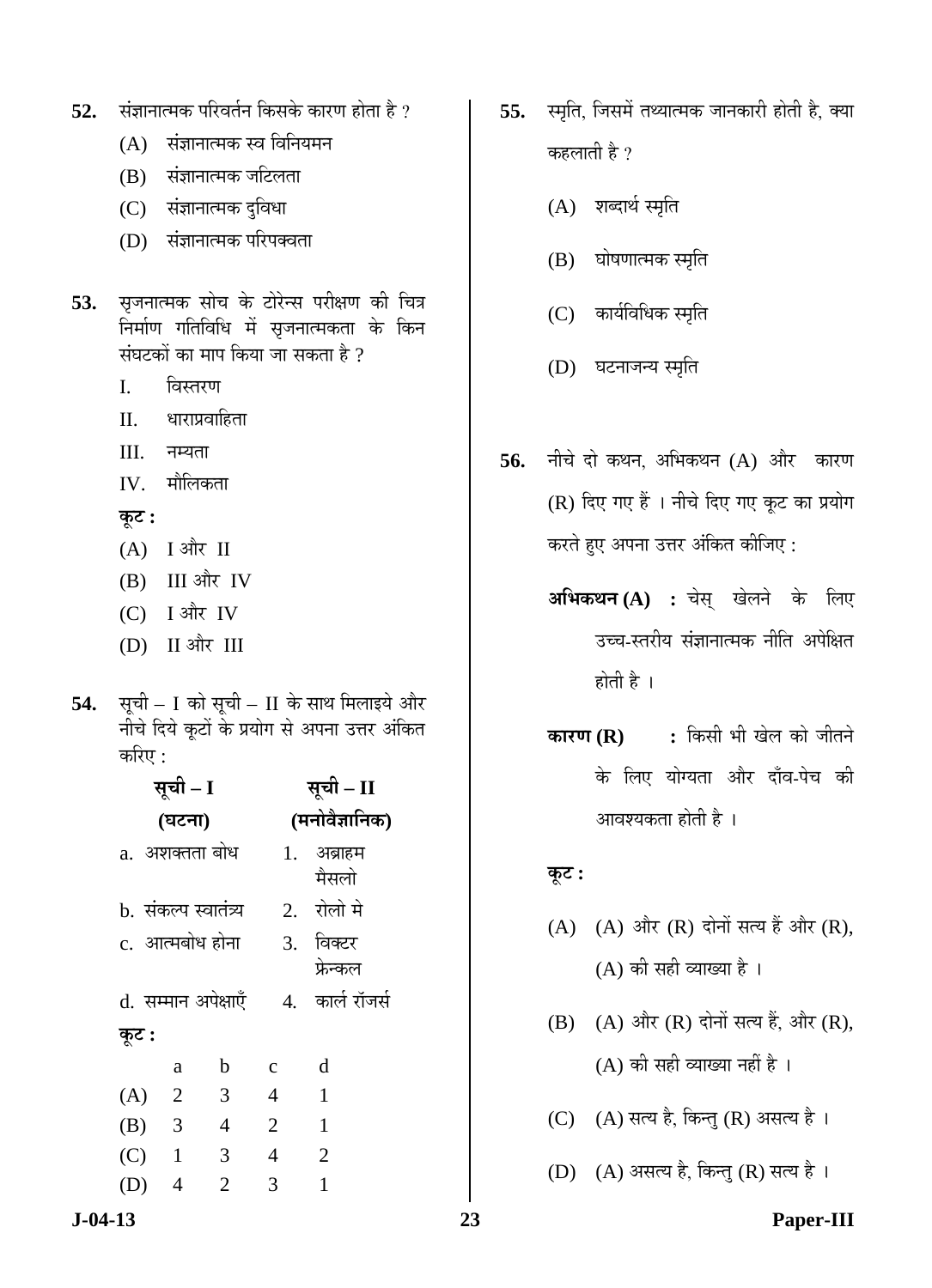**52.** संज्ञानात्मक परिवर्तन किसके कारण होता है ?

(A) संज्ञानात्मक स्व विनियमन

(B) संज्ञानात्मक जटिलता

(C) संज्ञानात्मक दुविधा

(D) संज्ञानात्मक परिपक्वता

**53.** सृजनात्मक सोच के टोरेन्स परीक्षण की चित्र निर्माण गतिविधि में सृजनात्मकता के किन संघटकों का माप किया जा सकता है ?

I. विस्तरण

II. धाराप्रवाहिता

III. नम्यता

IV. मौलिकता

**कूट :**

(A) I और II

(B) III और IV

(C) I और IV

(D) II और III

**54.** सूची – I को सूची – II के साथ मिलाइये और नीचे दिये कूटों के प्रयोग से अपना उत्तर अंकित करिए :

| सूची – I (घटना) | सूची – II (मनोवैज्ञानिक) |
|---|---|
| a. अशक्तता बोध | 1. अब्राहम मैसलो |
| b. संकल्प स्वातंत्र्य | 2. रोलो मे |
| c. आत्मबोध होना | 3. विक्टर फ्रेन्कल |
| d. सम्मान अपेक्षाएँ | 4. कार्ल रॉजर्स |

**कूट :**

| | a | b | c | d |
|---|---|---|---|---|
| (A) | 2 | 3 | 4 | 1 |
| (B) | 3 | 4 | 2 | 1 |
| (C) | 1 | 3 | 4 | 2 |
| (D) | 4 | 2 | 3 | 1 |

**55.** स्मृति, जिसमें तथ्यात्मक जानकारी होती है, क्या कहलाती है ?

(A) शब्दार्थ स्मृति

(B) घोषणात्मक स्मृति

(C) कार्यविधिक स्मृति

(D) घटनाजन्य स्मृति

**56.** नीचे दो कथन, अभिकथन (A) और कारण (R) दिए गए हैं । नीचे दिए गए कूट का प्रयोग करते हुए अपना उत्तर अंकित कीजिए :

**अभिकथन (A) :** चेस् खेलने के लिए उच्च-स्तरीय संज्ञानात्मक नीति अपेक्षित होती है ।

**कारण (R) :** किसी भी खेल को जीतने के लिए योग्यता और दाँव-पेच की आवश्यकता होती है ।

**कूट :**

(A) (A) और (R) दोनों सत्य हैं और (R), (A) की सही व्याख्या है ।

(B) (A) और (R) दोनों सत्य हैं, और (R), (A) की सही व्याख्या नहीं है ।

(C) (A) सत्य है, किन्तु (R) असत्य है ।

(D) (A) असत्य है, किन्तु (R) सत्य है ।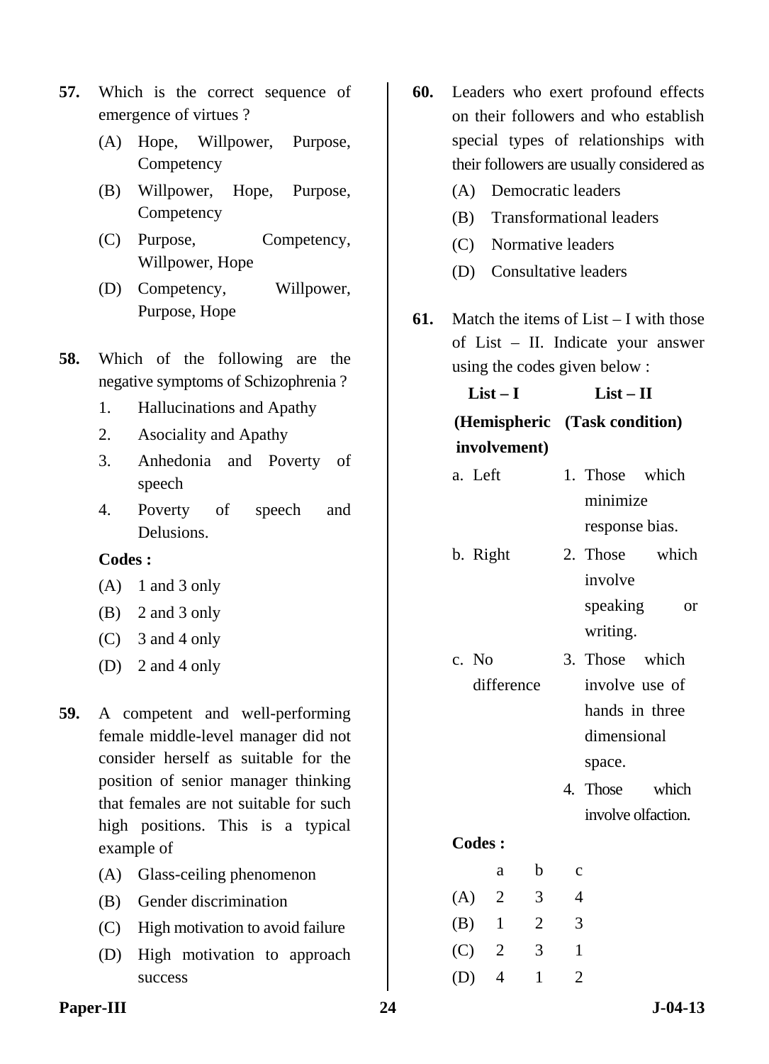**57.** Which is the correct sequence of emergence of virtues ?

(A) Hope, Willpower, Purpose, Competency

(B) Willpower, Hope, Purpose, Competency

(C) Purpose, Competency, Willpower, Hope

(D) Competency, Willpower, Purpose, Hope

**58.** Which of the following are the negative symptoms of Schizophrenia ?

1. Hallucinations and Apathy
2. Asociality and Apathy
3. Anhedonia and Poverty of speech
4. Poverty of speech and Delusions.

**Codes :**

(A) 1 and 3 only

(B) 2 and 3 only

(C) 3 and 4 only

(D) 2 and 4 only

**59.** A competent and well-performing female middle-level manager did not consider herself as suitable for the position of senior manager thinking that females are not suitable for such high positions. This is a typical example of

(A) Glass-ceiling phenomenon

(B) Gender discrimination

(C) High motivation to avoid failure

(D) High motivation to approach success

**60.** Leaders who exert profound effects on their followers and who establish special types of relationships with their followers are usually considered as

(A) Democratic leaders

(B) Transformational leaders

(C) Normative leaders

(D) Consultative leaders

**61.** Match the items of List – I with those of List – II. Indicate your answer using the codes given below :

| **List – I (Hemispheric involvement)** | **List – II (Task condition)** |
|---|---|
| a. Left | 1. Those which minimize response bias. |
| b. Right | 2. Those which involve speaking or writing. |
| c. No difference | 3. Those which involve use of hands in three dimensional space. |
| | 4. Those which involve olfaction. |

**Codes :**

| | a | b | c |
|---|---|---|---|
| (A) | 2 | 3 | 4 |
| (B) | 1 | 2 | 3 |
| (C) | 2 | 3 | 1 |
| (D) | 4 | 1 | 2 |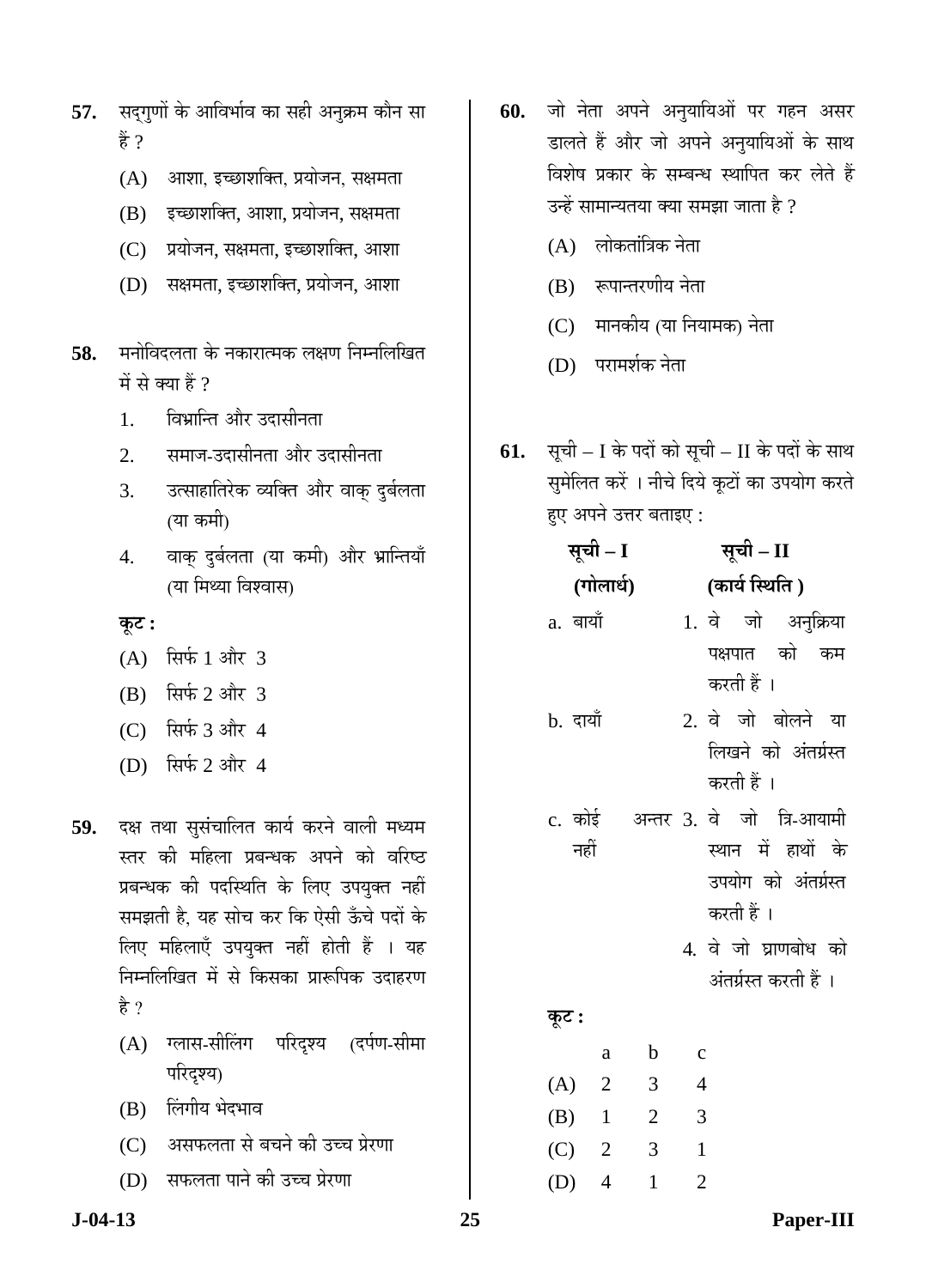**57.** सद्गुणों के आविर्भाव का सही अनुक्रम कौन सा हैं ?

(A) आशा, इच्छाशक्ति, प्रयोजन, सक्षमता

(B) इच्छाशक्ति, आशा, प्रयोजन, सक्षमता

(C) प्रयोजन, सक्षमता, इच्छाशक्ति, आशा

(D) सक्षमता, इच्छाशक्ति, प्रयोजन, आशा

**58.** मनोविदलता के नकारात्मक लक्षण निम्नलिखित में से क्या हैं ?

1. विभ्रान्ति और उदासीनता
2. समाज-उदासीनता और उदासीनता
3. उत्साहातिरेक व्यक्ति और वाक् दुर्बलता (या कमी)
4. वाक् दुर्बलता (या कमी) और भ्रान्तियाँ (या मिथ्या विश्वास)

**कूट :**

(A) सिर्फ 1 और 3

(B) सिर्फ 2 और 3

(C) सिर्फ 3 और 4

(D) सिर्फ 2 और 4

**59.** दक्ष तथा सुसंचालित कार्य करने वाली मध्यम स्तर की महिला प्रबन्धक अपने को वरिष्ठ प्रबन्धक की पदस्थिति के लिए उपयुक्त नहीं समझती है, यह सोच कर कि ऐसी ऊँचे पदों के लिए महिलाएँ उपयुक्त नहीं होती हैं । यह निम्नलिखित में से किसका प्रारूपिक उदाहरण है ?

(A) ग्लास-सीलिंग परिदृश्य (दर्पण-सीमा परिदृश्य)

(B) लिंगीय भेदभाव

(C) असफलता से बचने की उच्च प्रेरणा

(D) सफलता पाने की उच्च प्रेरणा

**60.** जो नेता अपने अनुयायिओं पर गहन असर डालते हैं और जो अपने अनुयायिओं के साथ विशेष प्रकार के सम्बन्ध स्थापित कर लेते हैं उन्हें सामान्यतया क्या समझा जाता है ?

(A) लोकतांत्रिक नेता

(B) रूपान्तरणीय नेता

(C) मानकीय (या नियामक) नेता

(D) परामर्शक नेता

**61.** सूची – I के पदों को सूची – II के पदों के साथ सुमेलित करें । नीचे दिये कूटों का उपयोग करते हुए अपने उत्तर बताइए :

| सूची – I (गोलार्ध) | सूची – II (कार्य स्थिति ) |
|---|---|
| a. बायाँ | 1. वे जो अनुक्रिया पक्षपात को कम करती हैं । |
| b. दायाँ | 2. वे जो बोलने या लिखने को अंतर्ग्रस्त करती हैं । |
| c. कोई अन्तर नहीं | 3. वे जो त्रि-आयामी स्थान में हाथों के उपयोग को अंतर्ग्रस्त करती हैं । |
| | 4. वे जो घ्राणबोध को अंतर्ग्रस्त करती हैं । |

**कूट :**

| | a | b | c |
|---|---|---|---|
| (A) | 2 | 3 | 4 |
| (B) | 1 | 2 | 3 |
| (C) | 2 | 3 | 1 |
| (D) | 4 | 1 | 2 |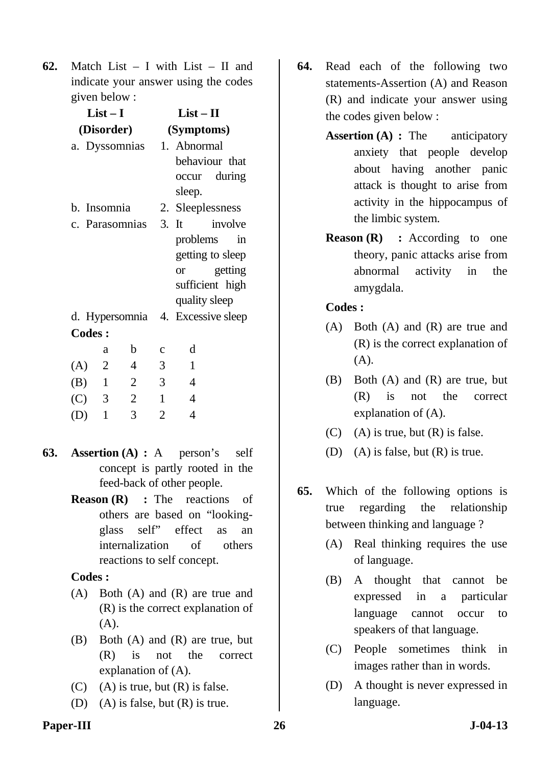**62.** Match List – I with List – II and indicate your answer using the codes given below :

| List – I (Disorder) | List – II (Symptoms) |
|---|---|
| a. Dyssomnias | 1. Abnormal behaviour that occur during sleep. |
| b. Insomnia | 2. Sleeplessness |
| c. Parasomnias | 3. It involve problems in getting to sleep or getting sufficient high quality sleep |
| d. Hypersomnia | 4. Excessive sleep |

**Codes :**

| | a | b | c | d |
|---|---|---|---|---|
| (A) | 2 | 4 | 3 | 1 |
| (B) | 1 | 2 | 3 | 4 |
| (C) | 3 | 2 | 1 | 4 |
| (D) | 1 | 3 | 2 | 4 |

**63.** **Assertion (A) :** A person's self concept is partly rooted in the feed-back of other people.

**Reason (R) :** The reactions of others are based on "looking-glass self" effect as an internalization of others reactions to self concept.

**Codes :**

(A) Both (A) and (R) are true and (R) is the correct explanation of (A).

(B) Both (A) and (R) are true, but (R) is not the correct explanation of (A).

(C) (A) is true, but (R) is false.

(D) (A) is false, but (R) is true.

**64.** Read each of the following two statements-Assertion (A) and Reason (R) and indicate your answer using the codes given below :

**Assertion (A) :** The anticipatory anxiety that people develop about having another panic attack is thought to arise from activity in the hippocampus of the limbic system.

**Reason (R) :** According to one theory, panic attacks arise from abnormal activity in the amygdala.

**Codes :**

(A) Both (A) and (R) are true and (R) is the correct explanation of (A).

(B) Both (A) and (R) are true, but (R) is not the correct explanation of (A).

(C) (A) is true, but (R) is false.

(D) (A) is false, but (R) is true.

**65.** Which of the following options is true regarding the relationship between thinking and language ?

(A) Real thinking requires the use of language.

(B) A thought that cannot be expressed in a particular language cannot occur to speakers of that language.

(C) People sometimes think in images rather than in words.

(D) A thought is never expressed in language.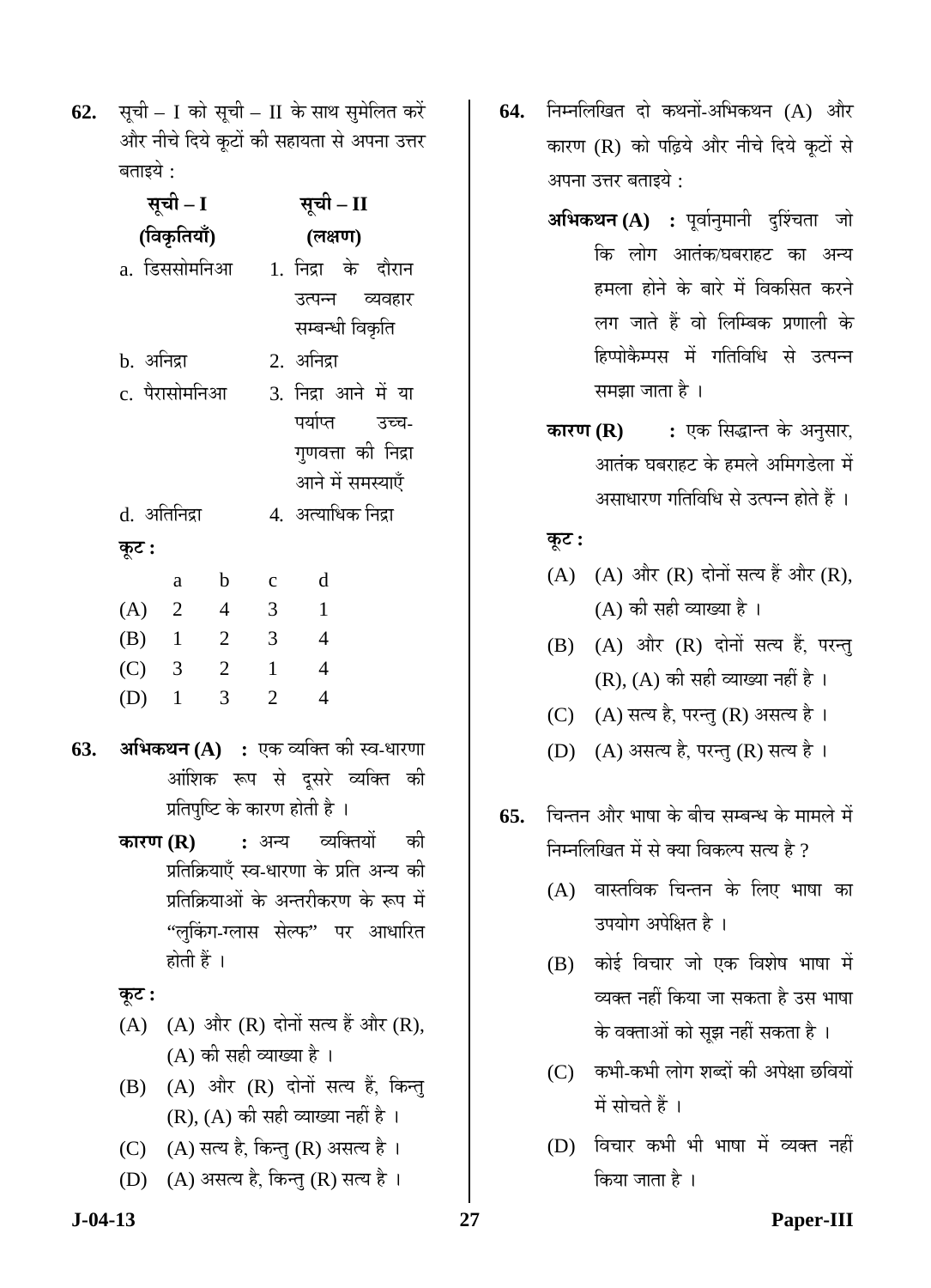**62.** सूची – I को सूची – II के साथ सुमेलित करें और नीचे दिये कूटों की सहायता से अपना उत्तर बताइये :

| सूची – I (विकृतियाँ) | सूची – II (लक्षण) |
|---|---|
| a. डिससोमनिआ | 1. निद्रा के दौरान उत्पन्न व्यवहार सम्बन्धी विकृति |
| b. अनिद्रा | 2. अनिद्रा |
| c. पैरासोमनिआ | 3. निद्रा आने में या पर्याप्त उच्च-गुणवत्ता की निद्रा आने में समस्याएँ |
| d. अतिनिद्रा | 4. अत्याधिक निद्रा |

**कूट :**

| | a | b | c | d |
|---|---|---|---|---|
| (A) | 2 | 4 | 3 | 1 |
| (B) | 1 | 2 | 3 | 4 |
| (C) | 3 | 2 | 1 | 4 |
| (D) | 1 | 3 | 2 | 4 |

**63.** **अभिकथन (A) :** एक व्यक्ति की स्व-धारणा आंशिक रूप से दूसरे व्यक्ति की प्रतिपुष्टि के कारण होती है ।

**कारण (R) :** अन्य व्यक्तियों की प्रतिक्रियाएँ स्व-धारणा के प्रति अन्य की प्रतिक्रियाओं के अन्तरीकरण के रूप में "लुकिंग-ग्लास सेल्फ" पर आधारित होती हैं ।

**कूट :**

(A) (A) और (R) दोनों सत्य हैं और (R), (A) की सही व्याख्या है ।

(B) (A) और (R) दोनों सत्य हैं, किन्तु (R), (A) की सही व्याख्या नहीं है ।

(C) (A) सत्य है, किन्तु (R) असत्य है ।

(D) (A) असत्य है, किन्तु (R) सत्य है ।

**64.** निम्नलिखित दो कथनों-अभिकथन (A) और कारण (R) को पढ़िये और नीचे दिये कूटों से अपना उत्तर बताइये :

**अभिकथन (A) :** पूर्वानुमानी दुश्चिंता जो कि लोग आतंक/घबराहट का अन्य हमला होने के बारे में विकसित करने लग जाते हैं वो लिम्बिक प्रणाली के हिप्पोकैम्पस में गतिविधि से उत्पन्न समझा जाता है ।

**कारण (R) :** एक सिद्धान्त के अनुसार, आतंक घबराहट के हमले अमिगडेला में असाधारण गतिविधि से उत्पन्न होते हैं ।

**कूट :**

(A) (A) और (R) दोनों सत्य हैं और (R), (A) की सही व्याख्या है ।

(B) (A) और (R) दोनों सत्य हैं, परन्तु (R), (A) की सही व्याख्या नहीं है ।

(C) (A) सत्य है, परन्तु (R) असत्य है ।

(D) (A) असत्य है, परन्तु (R) सत्य है ।

**65.** चिन्तन और भाषा के बीच सम्बन्ध के मामले में निम्नलिखित में से क्या विकल्प सत्य है ?

(A) वास्तविक चिन्तन के लिए भाषा का उपयोग अपेक्षित है ।

(B) कोई विचार जो एक विशेष भाषा में व्यक्त नहीं किया जा सकता है उस भाषा के वक्ताओं को सूझ नहीं सकता है ।

(C) कभी-कभी लोग शब्दों की अपेक्षा छवियों में सोचते हैं ।

(D) विचार कभी भी भाषा में व्यक्त नहीं किया जाता है ।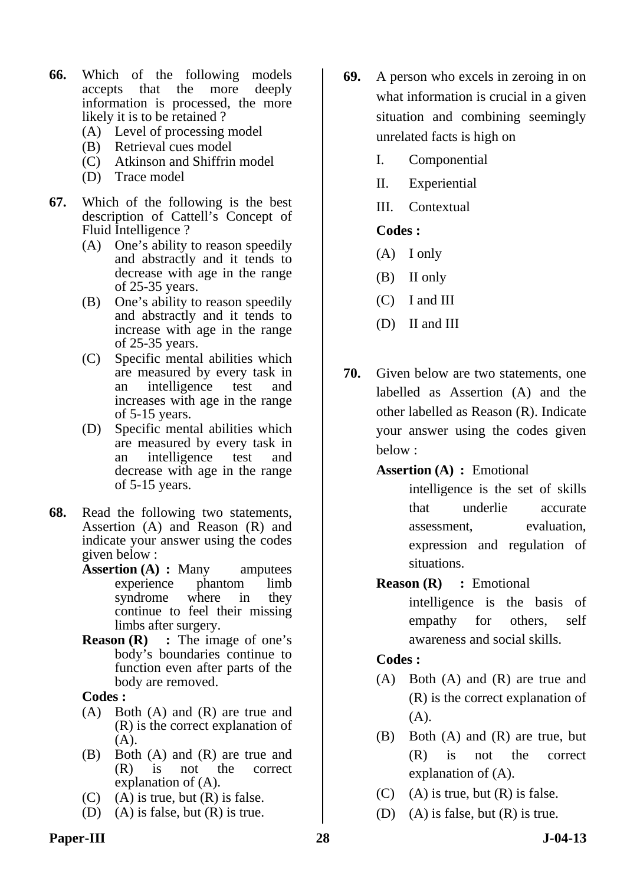**66.** Which of the following models accepts that the more deeply information is processed, the more likely it is to be retained ?

(A) Level of processing model
(B) Retrieval cues model
(C) Atkinson and Shiffrin model
(D) Trace model

**67.** Which of the following is the best description of Cattell's Concept of Fluid Intelligence ?

(A) One's ability to reason speedily and abstractly and it tends to decrease with age in the range of 25-35 years.
(B) One's ability to reason speedily and abstractly and it tends to increase with age in the range of 25-35 years.
(C) Specific mental abilities which are measured by every task in an intelligence test and increases with age in the range of 5-15 years.
(D) Specific mental abilities which are measured by every task in an intelligence test and decrease with age in the range of 5-15 years.

**68.** Read the following two statements, Assertion (A) and Reason (R) and indicate your answer using the codes given below :

**Assertion (A) :** Many amputees experience phantom limb syndrome where in they continue to feel their missing limbs after surgery.

**Reason (R) :** The image of one's body's boundaries continue to function even after parts of the body are removed.

**Codes :**

(A) Both (A) and (R) are true and (R) is the correct explanation of (A).
(B) Both (A) and (R) are true and (R) is not the correct explanation of (A).
(C) (A) is true, but (R) is false.
(D) (A) is false, but (R) is true.

**69.** A person who excels in zeroing in on what information is crucial in a given situation and combining seemingly unrelated facts is high on

I. Componential
II. Experiential
III. Contextual

**Codes :**

(A) I only
(B) II only
(C) I and III
(D) II and III

**70.** Given below are two statements, one labelled as Assertion (A) and the other labelled as Reason (R). Indicate your answer using the codes given below :

**Assertion (A) :** Emotional intelligence is the set of skills that underlie accurate assessment, evaluation, expression and regulation of situations.

**Reason (R) :** Emotional intelligence is the basis of empathy for others, self awareness and social skills.

**Codes :**

(A) Both (A) and (R) are true and (R) is the correct explanation of (A).
(B) Both (A) and (R) are true, but (R) is not the correct explanation of (A).
(C) (A) is true, but (R) is false.
(D) (A) is false, but (R) is true.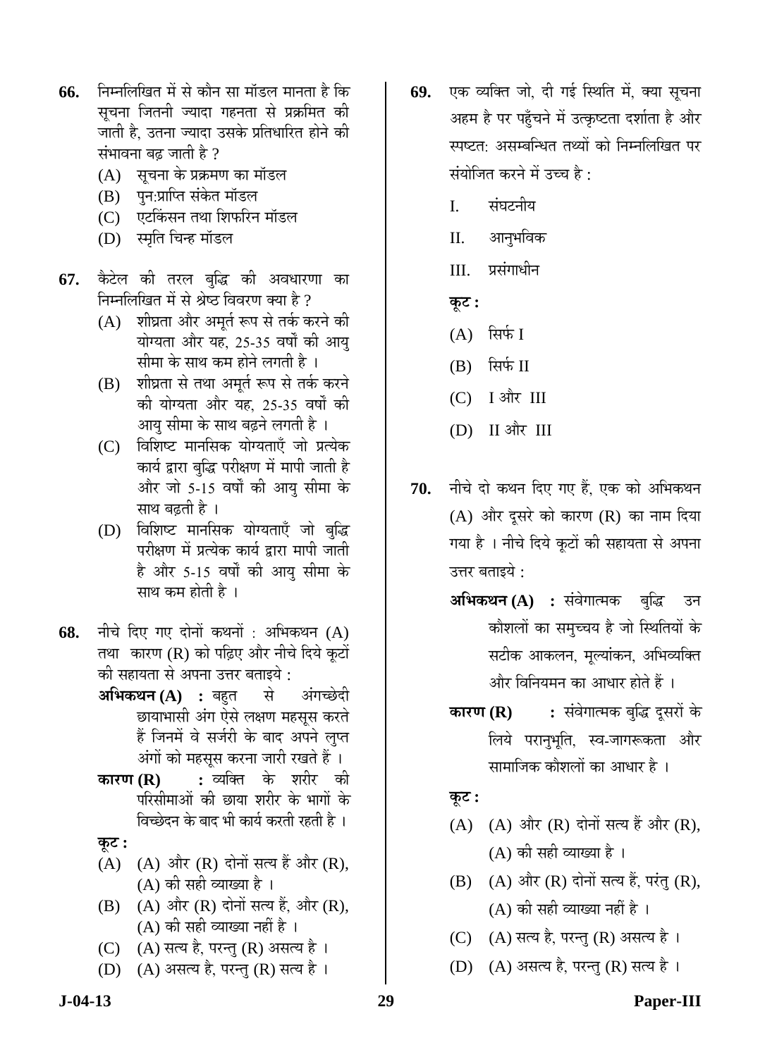**66.** निम्नलिखित में से कौन सा मॉडल मानता है कि सूचना जितनी ज्यादा गहनता से प्रक्रमित की जाती है, उतना ज्यादा उसके प्रतिधारित होने की संभावना बढ़ जाती है ?

(A) सूचना के प्रक्रमण का मॉडल

(B) पुन:प्राप्ति संकेत मॉडल

(C) एटकिंसन तथा शिफरिन मॉडल

(D) स्मृति चिन्ह मॉडल

**67.** कैटेल की तरल बुद्धि की अवधारणा का निम्नलिखित में से श्रेष्ठ विवरण क्या है ?

(A) शीघ्रता और अमूर्त रूप से तर्क करने की योग्यता और यह, 25-35 वर्षों की आयु सीमा के साथ कम होने लगती है ।

(B) शीघ्रता से तथा अमूर्त रूप से तर्क करने की योग्यता और यह, 25-35 वर्षों की आयु सीमा के साथ बढ़ने लगती है ।

(C) विशिष्ट मानसिक योग्यताएँ जो प्रत्येक कार्य द्वारा बुद्धि परीक्षण में मापी जाती है और जो 5-15 वर्षों की आयु सीमा के साथ बढ़ती है ।

(D) विशिष्ट मानसिक योग्यताएँ जो बुद्धि परीक्षण में प्रत्येक कार्य द्वारा मापी जाती है और 5-15 वर्षों की आयु सीमा के साथ कम होती है ।

**68.** नीचे दिए गए दोनों कथनों : अभिकथन (A) तथा कारण (R) को पढ़िए और नीचे दिये कूटों की सहायता से अपना उत्तर बताइये :

**अभिकथन (A) :** बहुत से अंगच्छेदी छायाभासी अंग ऐसे लक्षण महसूस करते हैं जिनमें वे सर्जरी के बाद अपने लुप्त अंगों को महसूस करना जारी रखते हैं ।

**कारण (R) :** व्यक्ति के शरीर की परिसीमाओं की छाया शरीर के भागों के विच्छेदन के बाद भी कार्य करती रहती है ।

**कूट :**

(A) (A) और (R) दोनों सत्य हैं और (R), (A) की सही व्याख्या है ।

(B) (A) और (R) दोनों सत्य हैं, और (R), (A) की सही व्याख्या नहीं है ।

(C) (A) सत्य है, परन्तु (R) असत्य है ।

(D) (A) असत्य है, परन्तु (R) सत्य है ।

**69.** एक व्यक्ति जो, दी गई स्थिति में, क्या सूचना अहम है पर पहुँचने में उत्कृष्टता दर्शाता है और स्पष्टत: असम्बन्धित तथ्यों को निम्नलिखित पर संयोजित करने में उच्च है :

I. संघटनीय

II. आनुभविक

III. प्रसंगाधीन

**कूट :**

(A) सिर्फ I

(B) सिर्फ II

(C) I और III

(D) II और III

**70.** नीचे दो कथन दिए गए हैं, एक को अभिकथन (A) और दूसरे को कारण (R) का नाम दिया गया है । नीचे दिये कूटों की सहायता से अपना उत्तर बताइये :

**अभिकथन (A) :** संवेगात्मक बुद्धि उन कौशलों का समुच्चय है जो स्थितियों के सटीक आकलन, मूल्यांकन, अभिव्यक्ति और विनियमन का आधार होते हैं ।

**कारण (R) :** संवेगात्मक बुद्धि दूसरों के लिये परानुभूति, स्व-जागरूकता और सामाजिक कौशलों का आधार है ।

**कूट :**

(A) (A) और (R) दोनों सत्य हैं और (R), (A) की सही व्याख्या है ।

(B) (A) और (R) दोनों सत्य हैं, परंतु (R), (A) की सही व्याख्या नहीं है ।

(C) (A) सत्य है, परन्तु (R) असत्य है ।

(D) (A) असत्य है, परन्तु (R) सत्य है ।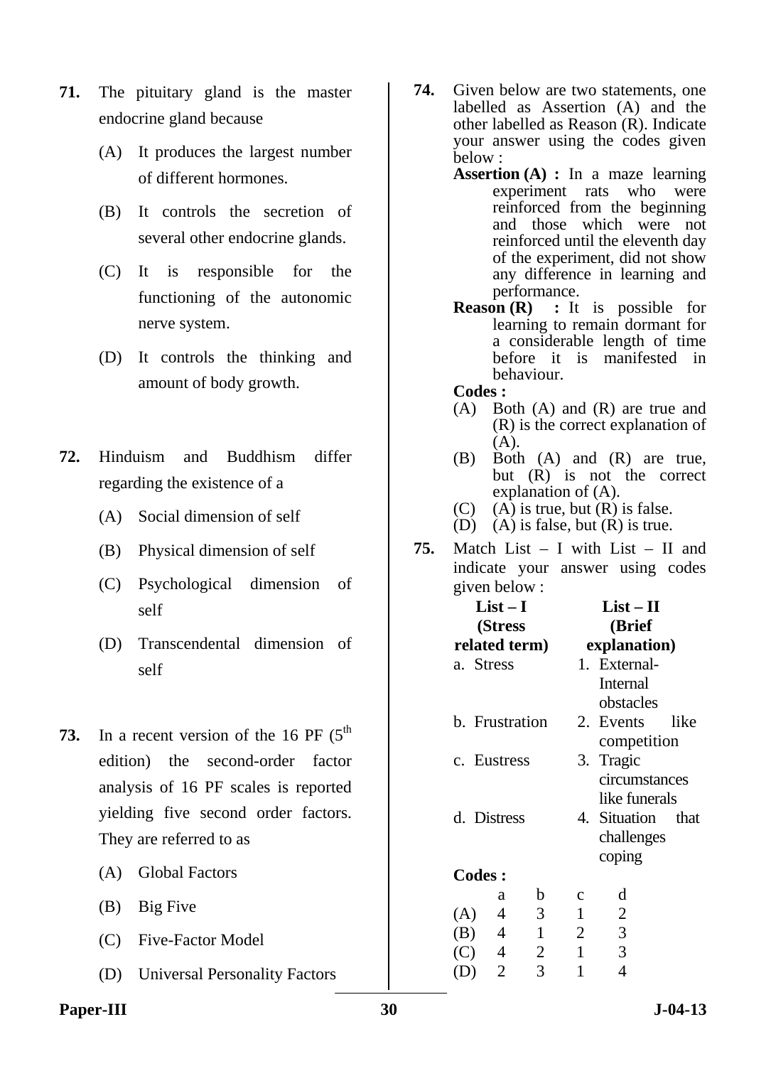**71.** The pituitary gland is the master endocrine gland because

(A) It produces the largest number of different hormones.

(B) It controls the secretion of several other endocrine glands.

(C) It is responsible for the functioning of the autonomic nerve system.

(D) It controls the thinking and amount of body growth.

**72.** Hinduism and Buddhism differ regarding the existence of a

(A) Social dimension of self

(B) Physical dimension of self

(C) Psychological dimension of self

(D) Transcendental dimension of self

**73.** In a recent version of the 16 PF (5th edition) the second-order factor analysis of 16 PF scales is reported yielding five second order factors. They are referred to as

(A) Global Factors

(B) Big Five

(C) Five-Factor Model

(D) Universal Personality Factors

**74.** Given below are two statements, one labelled as Assertion (A) and the other labelled as Reason (R). Indicate your answer using the codes given below :

**Assertion (A) :** In a maze learning experiment rats who were reinforced from the beginning and those which were not reinforced until the eleventh day of the experiment, did not show any difference in learning and performance.

**Reason (R) :** It is possible for learning to remain dormant for a considerable length of time before it is manifested in behaviour.

**Codes :**

(A) Both (A) and (R) are true and (R) is the correct explanation of (A).

(B) Both (A) and (R) are true, but (R) is not the correct explanation of (A).

(C) (A) is true, but (R) is false.

(D) (A) is false, but (R) is true.

**75.** Match List – I with List – II and indicate your answer using codes given below :

| List – I (Stress related term) | List – II (Brief explanation) |
|---|---|
| a. Stress | 1. External-Internal obstacles |
| b. Frustration | 2. Events like competition |
| c. Eustress | 3. Tragic circumstances like funerals |
| d. Distress | 4. Situation that challenges coping |

**Codes :**

| | a | b | c | d |
|---|---|---|---|---|
| (A) | 4 | 3 | 1 | 2 |
| (B) | 4 | 1 | 2 | 3 |
| (C) | 4 | 2 | 1 | 3 |
| (D) | 2 | 3 | 1 | 4 |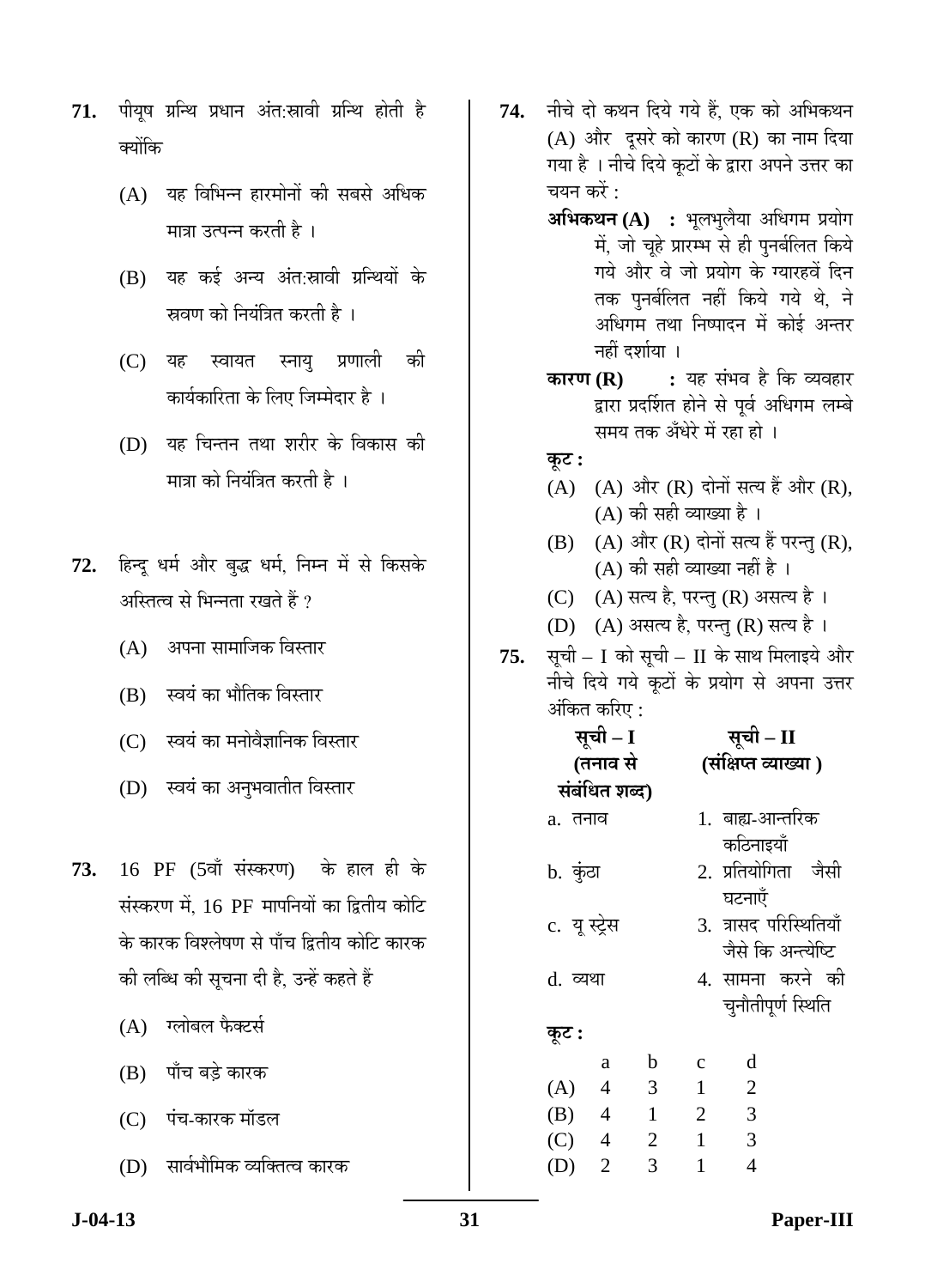**71.** पीयूष ग्रन्थि प्रधान अंत:स्रावी ग्रन्थि होती है क्योंकि

(A) यह विभिन्न हारमोनों की सबसे अधिक मात्रा उत्पन्न करती है ।

(B) यह कई अन्य अंत:स्रावी ग्रन्थियों के स्रवण को नियंत्रित करती है ।

(C) यह स्वायत स्नायु प्रणाली की कार्यकारिता के लिए जिम्मेदार है ।

(D) यह चिन्तन तथा शरीर के विकास की मात्रा को नियंत्रित करती है ।

**72.** हिन्दू धर्म और बुद्ध धर्म, निम्न में से किसके अस्तित्व से भिन्नता रखते हैं ?

(A) अपना सामाजिक विस्तार

(B) स्वयं का भौतिक विस्तार

(C) स्वयं का मनोवैज्ञानिक विस्तार

(D) स्वयं का अनुभवातीत विस्तार

**73.** 16 PF (5वाँ संस्करण) के हाल ही के संस्करण में, 16 PF मापनियों का द्वितीय कोटि के कारक विश्लेषण से पाँच द्वितीय कोटि कारक की लब्धि की सूचना दी है, उन्हें कहते हैं

(A) ग्लोबल फैक्टर्स

(B) पाँच बड़े कारक

(C) पंच-कारक मॉडल

(D) सार्वभौमिक व्यक्तित्व कारक

**74.** नीचे दो कथन दिये गये हैं, एक को अभिकथन (A) और दूसरे को कारण (R) का नाम दिया गया है । नीचे दिये कूटों के द्वारा अपने उत्तर का चयन करें :

**अभिकथन (A) :** भूलभुलैया अधिगम प्रयोग में, जो चूहे प्रारम्भ से ही पुनर्बलित किये गये और वे जो प्रयोग के ग्यारहवें दिन तक पुनर्बलित नहीं किये गये थे, ने अधिगम तथा निष्पादन में कोई अन्तर नहीं दर्शाया ।

**कारण (R) :** यह संभव है कि व्यवहार द्वारा प्रदर्शित होने से पूर्व अधिगम लम्बे समय तक अँधेरे में रहा हो ।

**कूट :**

(A) (A) और (R) दोनों सत्य हैं और (R), (A) की सही व्याख्या है ।

(B) (A) और (R) दोनों सत्य हैं परन्तु (R), (A) की सही व्याख्या नहीं है ।

(C) (A) सत्य है, परन्तु (R) असत्य है ।

(D) (A) असत्य है, परन्तु (R) सत्य है ।

**75.** सूची – I को सूची – II के साथ मिलाइये और नीचे दिये गये कूटों के प्रयोग से अपना उत्तर अंकित करिए :

| **सूची – I (तनाव से संबंधित शब्द)** | **सूची – II (संक्षिप्त व्याख्या )** |
|---|---|
| a. तनाव | 1. बाह्य-आन्तरिक कठिनाइयाँ |
| b. कुंठा | 2. प्रतियोगिता जैसी घटनाएँ |
| c. यू स्ट्रेस | 3. त्रासद परिस्थितियाँ जैसे कि अन्त्येष्टि |
| d. व्यथा | 4. सामना करने की चुनौतीपूर्ण स्थिति |

**कूट :**

| | a | b | c | d |
|---|---|---|---|---|
| (A) | 4 | 3 | 1 | 2 |
| (B) | 4 | 1 | 2 | 3 |
| (C) | 4 | 2 | 1 | 3 |
| (D) | 2 | 3 | 1 | 4 |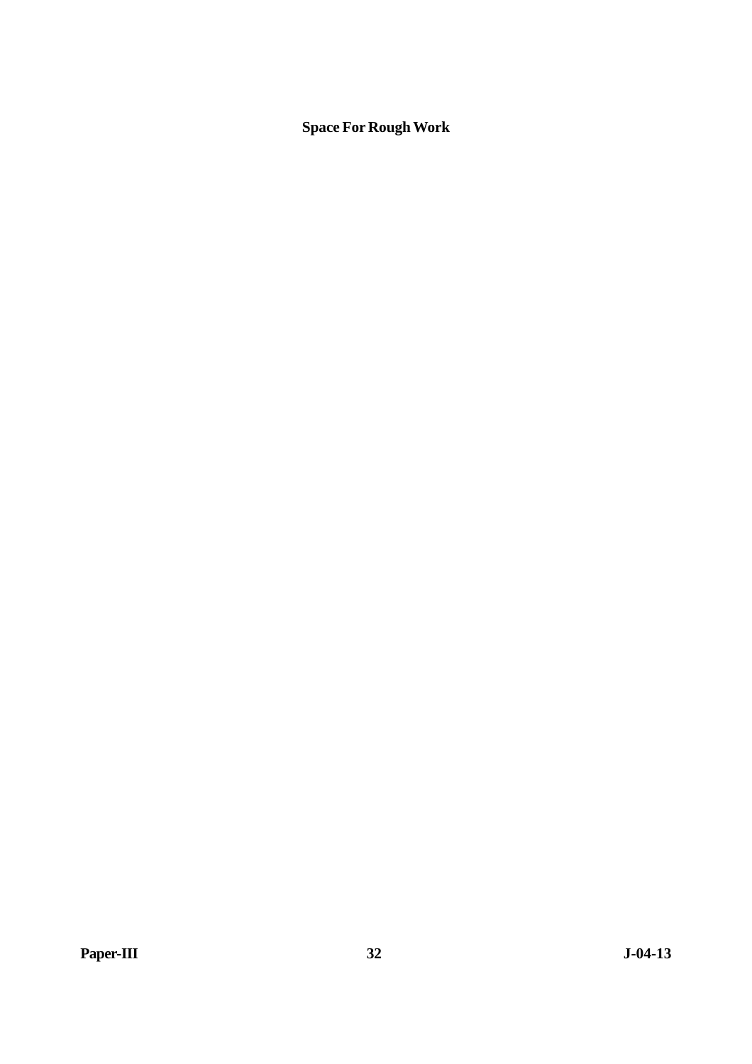**Space For Rough Work**